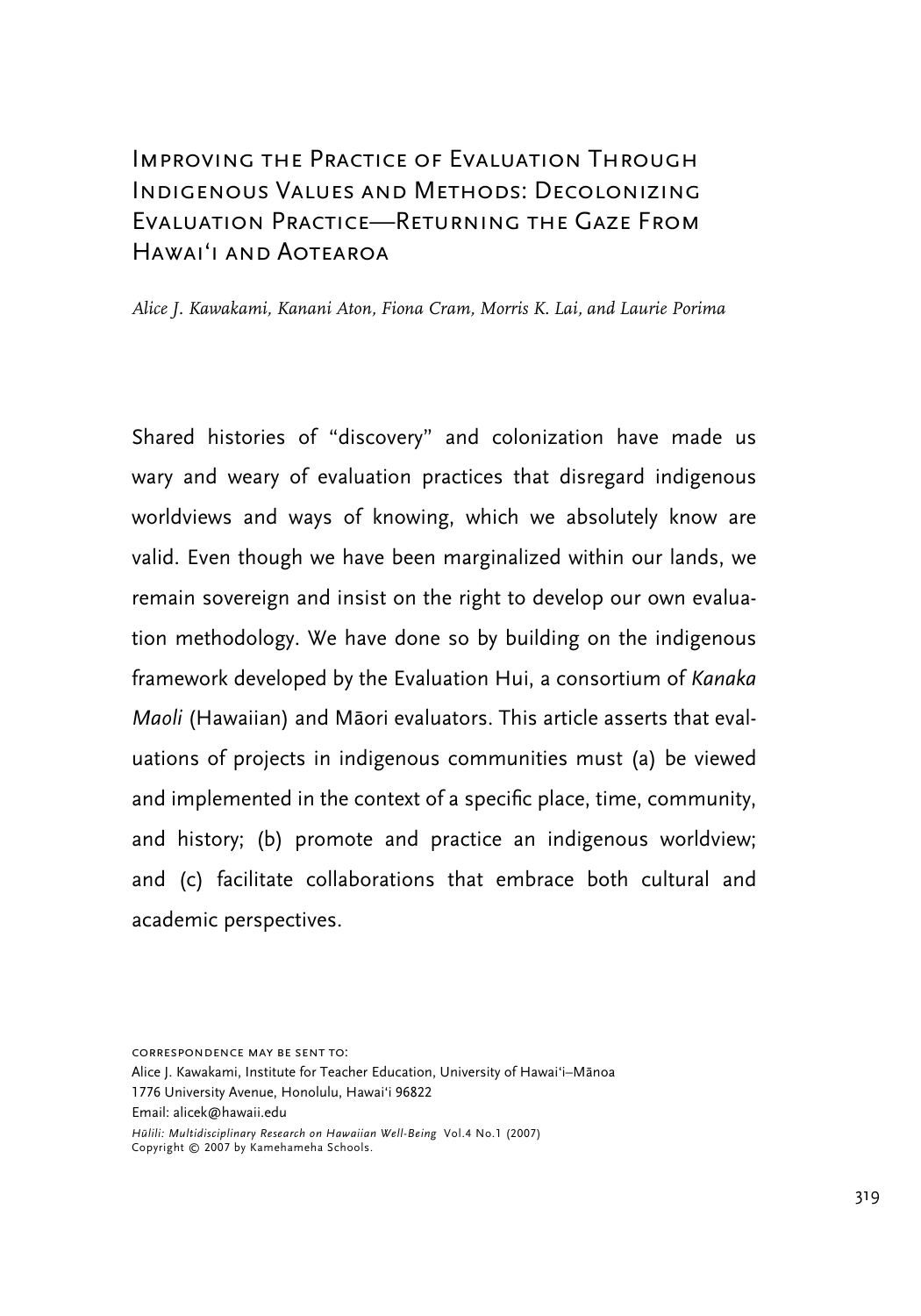# Improving the Practice of Evaluation Through Indigenous Values and Methods: Decolonizing Evaluation Practice—Returning the Gaze From Hawai'i and Aotearoa

*Alice J. Kawakami, Kanani Aton, Fiona Cram, Morris K. Lai, and Laurie Porima*

Shared histories of "discovery" and colonization have made us wary and weary of evaluation practices that disregard indigenous worldviews and ways of knowing, which we absolutely know are valid. Even though we have been marginalized within our lands, we remain sovereign and insist on the right to develop our own evaluation methodology. We have done so by building on the indigenous framework developed by the Evaluation Hui, a consortium of *Kanaka Maoli* (Hawaiian) and Māori evaluators. This article asserts that evaluations of projects in indigenous communities must (a) be viewed and implemented in the context of a specific place, time, community, and history; (b) promote and practice an indigenous worldview; and (c) facilitate collaborations that embrace both cultural and academic perspectives.

CORRESPONDENCE MAY BE SENT TO:
Alice J. Kawakami, Institute for Teacher Education, University of Hawai'i–Mānoa
1776 University Avenue, Honolulu, Hawai'i 96822
Email: alicek@hawaii.edu

*Hūlili: Multidisciplinary Research on Hawaiian Well-Being* Vol.4 No.1 (2007)
Copyright © 2007 by Kamehameha Schools.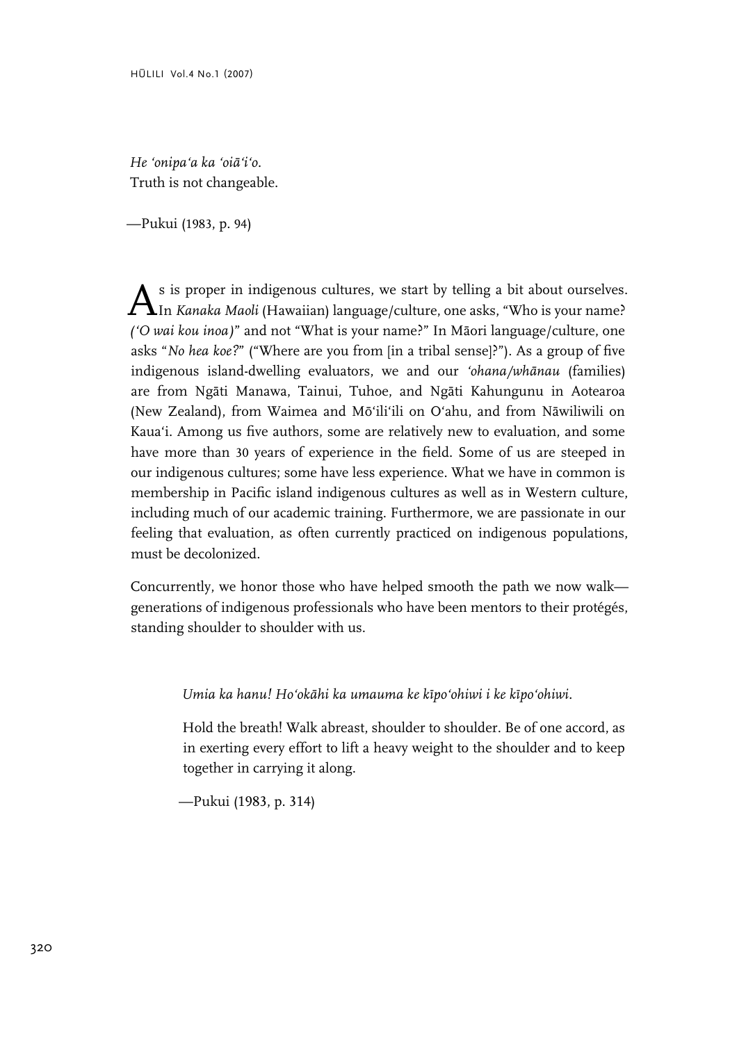*He ʻonipaʻa ka ʻoiāʻiʻo.*
Truth is not changeable.

—Pukui (1983, p. 94)

As is proper in indigenous cultures, we start by telling a bit about ourselves. In *Kanaka Maoli* (Hawaiian) language/culture, one asks, "Who is your name? *(ʻO wai kou inoa)*" and not "What is your name?" In Māori language/culture, one asks "*No hea koe?*" ("Where are you from [in a tribal sense]?"). As a group of five indigenous island-dwelling evaluators, we and our *ʻohana/whānau* (families) are from Ngāti Manawa, Tainui, Tuhoe, and Ngāti Kahungunu in Aotearoa (New Zealand), from Waimea and Mōʻiliʻili on Oʻahu, and from Nāwiliwili on Kauaʻi. Among us five authors, some are relatively new to evaluation, and some have more than 30 years of experience in the field. Some of us are steeped in our indigenous cultures; some have less experience. What we have in common is membership in Pacific island indigenous cultures as well as in Western culture, including much of our academic training. Furthermore, we are passionate in our feeling that evaluation, as often currently practiced on indigenous populations, must be decolonized.

Concurrently, we honor those who have helped smooth the path we now walk—generations of indigenous professionals who have been mentors to their protégés, standing shoulder to shoulder with us.

> *Umia ka hanu! Hoʻokāhi ka umauma ke kīpoʻohiwi i ke kīpoʻohiwi.*
>
> Hold the breath! Walk abreast, shoulder to shoulder. Be of one accord, as in exerting every effort to lift a heavy weight to the shoulder and to keep together in carrying it along.
>
> —Pukui (1983, p. 314)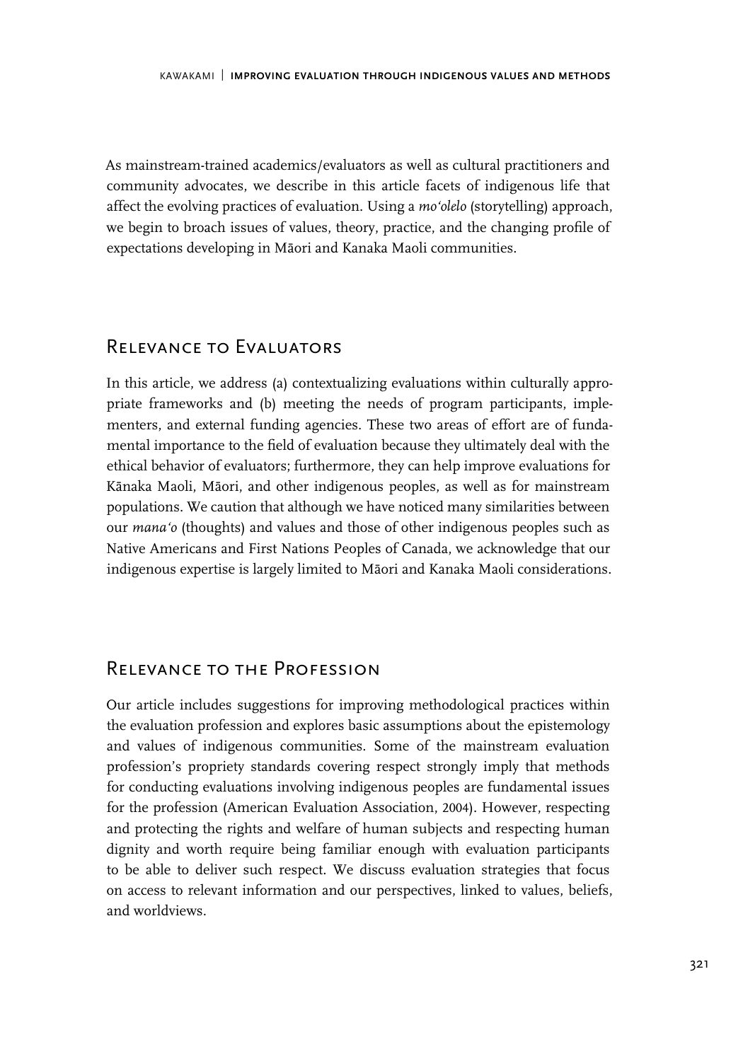As mainstream-trained academics/evaluators as well as cultural practitioners and community advocates, we describe in this article facets of indigenous life that affect the evolving practices of evaluation. Using a *moʻolelo* (storytelling) approach, we begin to broach issues of values, theory, practice, and the changing profile of expectations developing in Māori and Kanaka Maoli communities.

## Relevance to Evaluators

In this article, we address (a) contextualizing evaluations within culturally appropriate frameworks and (b) meeting the needs of program participants, implementers, and external funding agencies. These two areas of effort are of fundamental importance to the field of evaluation because they ultimately deal with the ethical behavior of evaluators; furthermore, they can help improve evaluations for Kānaka Maoli, Māori, and other indigenous peoples, as well as for mainstream populations. We caution that although we have noticed many similarities between our *manaʻo* (thoughts) and values and those of other indigenous peoples such as Native Americans and First Nations Peoples of Canada, we acknowledge that our indigenous expertise is largely limited to Māori and Kanaka Maoli considerations.

## Relevance to the Profession

Our article includes suggestions for improving methodological practices within the evaluation profession and explores basic assumptions about the epistemology and values of indigenous communities. Some of the mainstream evaluation profession's propriety standards covering respect strongly imply that methods for conducting evaluations involving indigenous peoples are fundamental issues for the profession (American Evaluation Association, 2004). However, respecting and protecting the rights and welfare of human subjects and respecting human dignity and worth require being familiar enough with evaluation participants to be able to deliver such respect. We discuss evaluation strategies that focus on access to relevant information and our perspectives, linked to values, beliefs, and worldviews.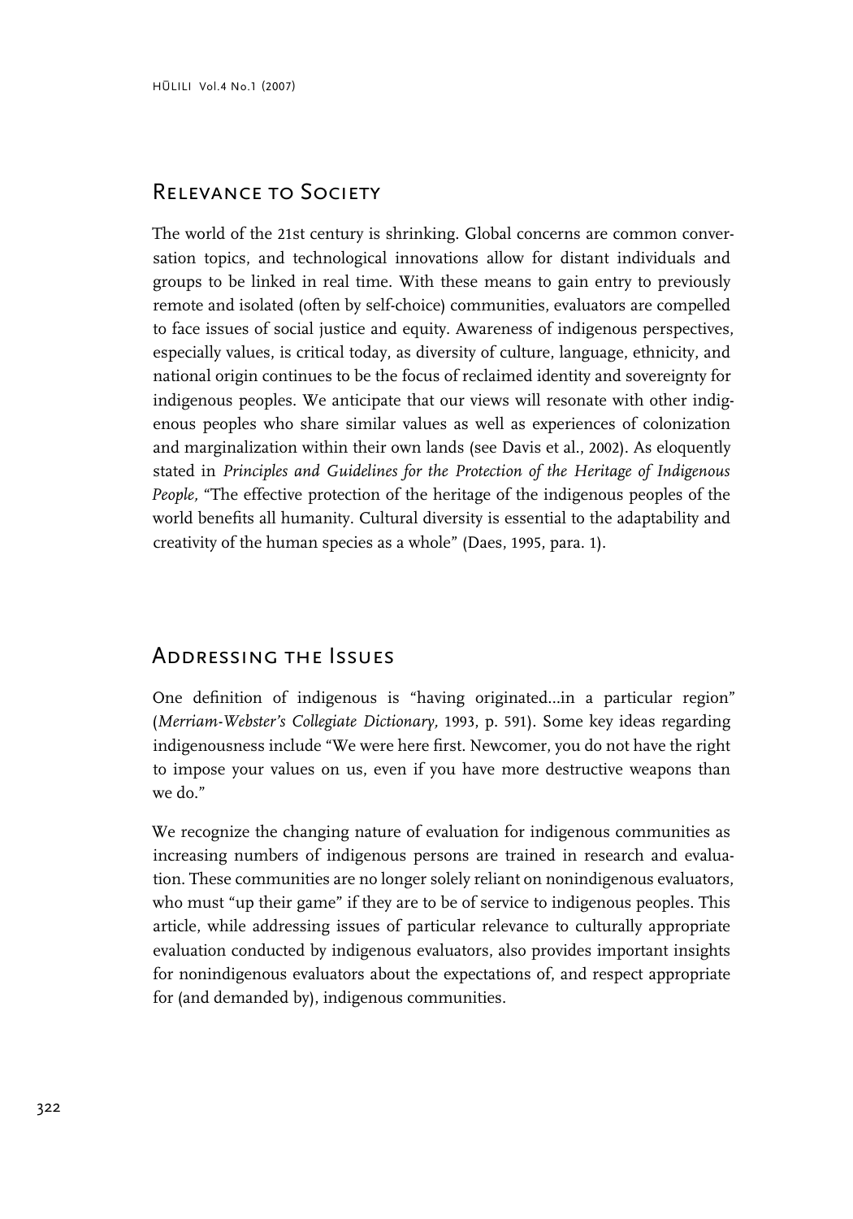## Relevance to Society

The world of the 21st century is shrinking. Global concerns are common conversation topics, and technological innovations allow for distant individuals and groups to be linked in real time. With these means to gain entry to previously remote and isolated (often by self-choice) communities, evaluators are compelled to face issues of social justice and equity. Awareness of indigenous perspectives, especially values, is critical today, as diversity of culture, language, ethnicity, and national origin continues to be the focus of reclaimed identity and sovereignty for indigenous peoples. We anticipate that our views will resonate with other indigenous peoples who share similar values as well as experiences of colonization and marginalization within their own lands (see Davis et al., 2002). As eloquently stated in *Principles and Guidelines for the Protection of the Heritage of Indigenous People,* "The effective protection of the heritage of the indigenous peoples of the world benefits all humanity. Cultural diversity is essential to the adaptability and creativity of the human species as a whole" (Daes, 1995, para. 1).

## Addressing the Issues

One definition of indigenous is "having originated...in a particular region" (*Merriam-Webster's Collegiate Dictionary,* 1993, p. 591). Some key ideas regarding indigenousness include "We were here first. Newcomer, you do not have the right to impose your values on us, even if you have more destructive weapons than we do."

We recognize the changing nature of evaluation for indigenous communities as increasing numbers of indigenous persons are trained in research and evaluation. These communities are no longer solely reliant on nonindigenous evaluators, who must "up their game" if they are to be of service to indigenous peoples. This article, while addressing issues of particular relevance to culturally appropriate evaluation conducted by indigenous evaluators, also provides important insights for nonindigenous evaluators about the expectations of, and respect appropriate for (and demanded by), indigenous communities.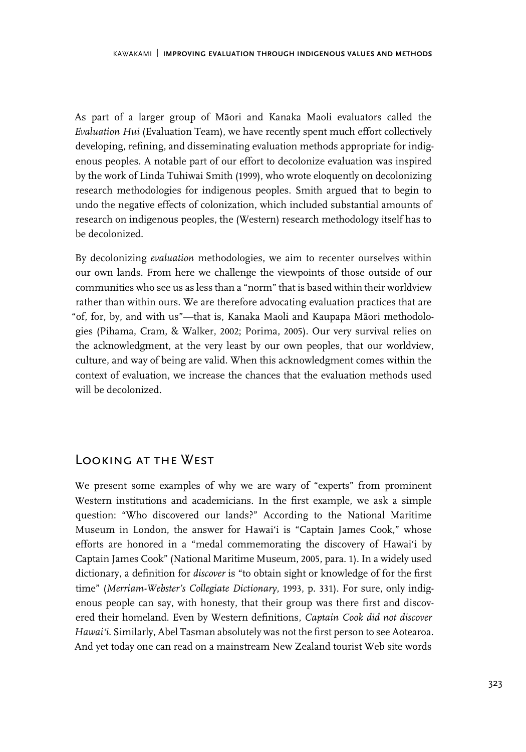As part of a larger group of Māori and Kanaka Maoli evaluators called the *Evaluation Hui* (Evaluation Team), we have recently spent much effort collectively developing, refining, and disseminating evaluation methods appropriate for indigenous peoples. A notable part of our effort to decolonize evaluation was inspired by the work of Linda Tuhiwai Smith (1999), who wrote eloquently on decolonizing research methodologies for indigenous peoples. Smith argued that to begin to undo the negative effects of colonization, which included substantial amounts of research on indigenous peoples, the (Western) research methodology itself has to be decolonized.

By decolonizing *evaluation* methodologies, we aim to recenter ourselves within our own lands. From here we challenge the viewpoints of those outside of our communities who see us as less than a "norm" that is based within their worldview rather than within ours. We are therefore advocating evaluation practices that are "of, for, by, and with us"—that is, Kanaka Maoli and Kaupapa Māori methodologies (Pihama, Cram, & Walker, 2002; Porima, 2005). Our very survival relies on the acknowledgment, at the very least by our own peoples, that our worldview, culture, and way of being are valid. When this acknowledgment comes within the context of evaluation, we increase the chances that the evaluation methods used will be decolonized.

## Looking at the West

We present some examples of why we are wary of "experts" from prominent Western institutions and academicians. In the first example, we ask a simple question: "Who discovered our lands?" According to the National Maritime Museum in London, the answer for Hawai'i is "Captain James Cook," whose efforts are honored in a "medal commemorating the discovery of Hawai'i by Captain James Cook" (National Maritime Museum, 2005, para. 1). In a widely used dictionary, a definition for *discover* is "to obtain sight or knowledge of for the first time" (*Merriam-Webster's Collegiate Dictionary*, 1993, p. 331). For sure, only indigenous people can say, with honesty, that their group was there first and discovered their homeland. Even by Western definitions, *Captain Cook did not discover Hawai'i*. Similarly, Abel Tasman absolutely was not the first person to see Aotearoa. And yet today one can read on a mainstream New Zealand tourist Web site words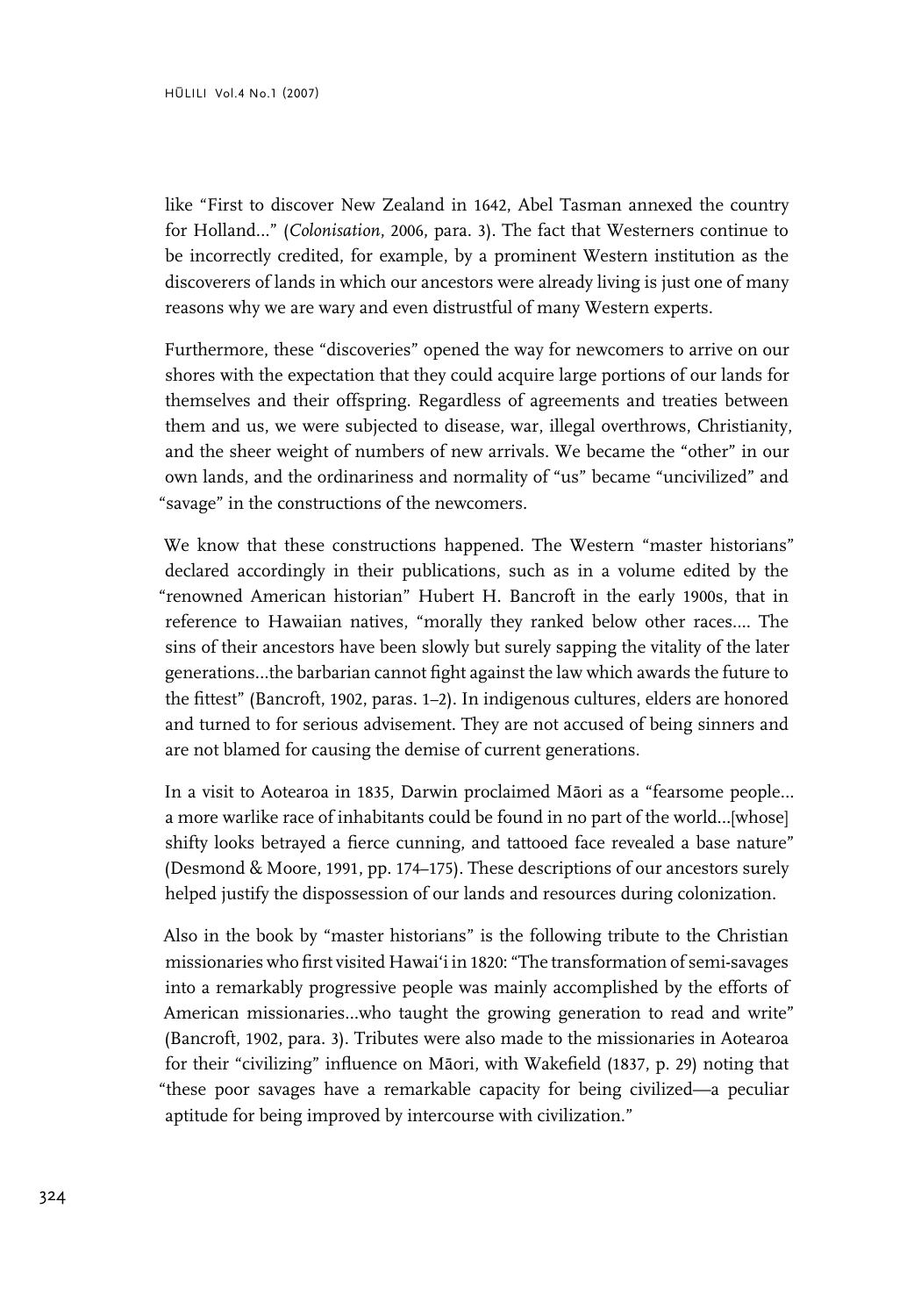like “First to discover New Zealand in 1642, Abel Tasman annexed the country for Holland...” (*Colonisation*, 2006, para. 3). The fact that Westerners continue to be incorrectly credited, for example, by a prominent Western institution as the discoverers of lands in which our ancestors were already living is just one of many reasons why we are wary and even distrustful of many Western experts.

Furthermore, these “discoveries” opened the way for newcomers to arrive on our shores with the expectation that they could acquire large portions of our lands for themselves and their offspring. Regardless of agreements and treaties between them and us, we were subjected to disease, war, illegal overthrows, Christianity, and the sheer weight of numbers of new arrivals. We became the “other” in our own lands, and the ordinariness and normality of “us” became “uncivilized” and “savage” in the constructions of the newcomers.

We know that these constructions happened. The Western “master historians” declared accordingly in their publications, such as in a volume edited by the “renowned American historian” Hubert H. Bancroft in the early 1900s, that in reference to Hawaiian natives, “morally they ranked below other races.... The sins of their ancestors have been slowly but surely sapping the vitality of the later generations...the barbarian cannot fight against the law which awards the future to the fittest” (Bancroft, 1902, paras. 1–2). In indigenous cultures, elders are honored and turned to for serious advisement. They are not accused of being sinners and are not blamed for causing the demise of current generations.

In a visit to Aotearoa in 1835, Darwin proclaimed Māori as a “fearsome people... a more warlike race of inhabitants could be found in no part of the world...[whose] shifty looks betrayed a fierce cunning, and tattooed face revealed a base nature” (Desmond & Moore, 1991, pp. 174–175). These descriptions of our ancestors surely helped justify the dispossession of our lands and resources during colonization.

Also in the book by “master historians” is the following tribute to the Christian missionaries who first visited Hawaiʻi in 1820: “The transformation of semi-savages into a remarkably progressive people was mainly accomplished by the efforts of American missionaries...who taught the growing generation to read and write” (Bancroft, 1902, para. 3). Tributes were also made to the missionaries in Aotearoa for their “civilizing” influence on Māori, with Wakefield (1837, p. 29) noting that “these poor savages have a remarkable capacity for being civilized—a peculiar aptitude for being improved by intercourse with civilization.”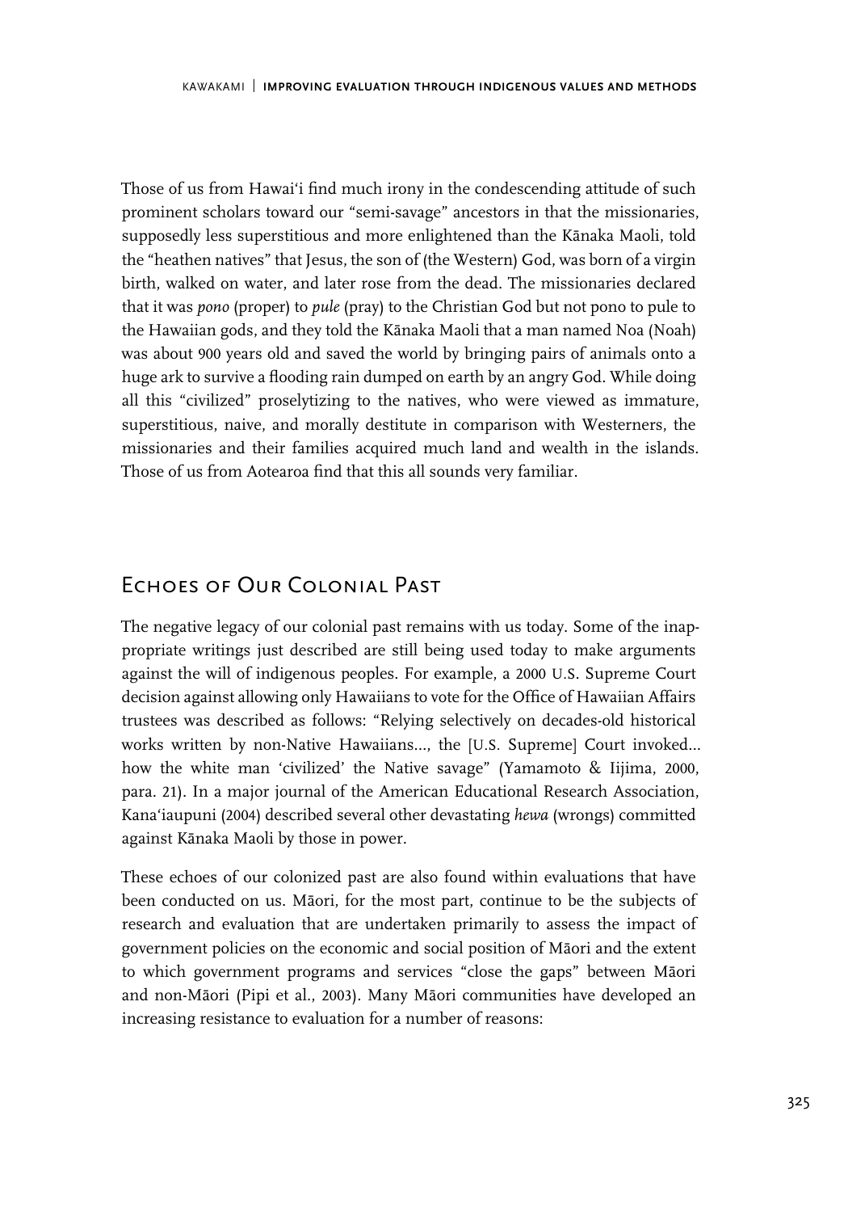Those of us from Hawai'i find much irony in the condescending attitude of such prominent scholars toward our "semi-savage" ancestors in that the missionaries, supposedly less superstitious and more enlightened than the Kānaka Maoli, told the "heathen natives" that Jesus, the son of (the Western) God, was born of a virgin birth, walked on water, and later rose from the dead. The missionaries declared that it was *pono* (proper) to *pule* (pray) to the Christian God but not pono to pule to the Hawaiian gods, and they told the Kānaka Maoli that a man named Noa (Noah) was about 900 years old and saved the world by bringing pairs of animals onto a huge ark to survive a flooding rain dumped on earth by an angry God. While doing all this "civilized" proselytizing to the natives, who were viewed as immature, superstitious, naive, and morally destitute in comparison with Westerners, the missionaries and their families acquired much land and wealth in the islands. Those of us from Aotearoa find that this all sounds very familiar.

## Echoes of Our Colonial Past

The negative legacy of our colonial past remains with us today. Some of the inappropriate writings just described are still being used today to make arguments against the will of indigenous peoples. For example, a 2000 U.S. Supreme Court decision against allowing only Hawaiians to vote for the Office of Hawaiian Affairs trustees was described as follows: "Relying selectively on decades-old historical works written by non-Native Hawaiians..., the [U.S. Supreme] Court invoked... how the white man 'civilized' the Native savage" (Yamamoto & Iijima, 2000, para. 21). In a major journal of the American Educational Research Association, Kana'iaupuni (2004) described several other devastating *hewa* (wrongs) committed against Kānaka Maoli by those in power.

These echoes of our colonized past are also found within evaluations that have been conducted on us. Māori, for the most part, continue to be the subjects of research and evaluation that are undertaken primarily to assess the impact of government policies on the economic and social position of Māori and the extent to which government programs and services "close the gaps" between Māori and non-Māori (Pipi et al., 2003). Many Māori communities have developed an increasing resistance to evaluation for a number of reasons: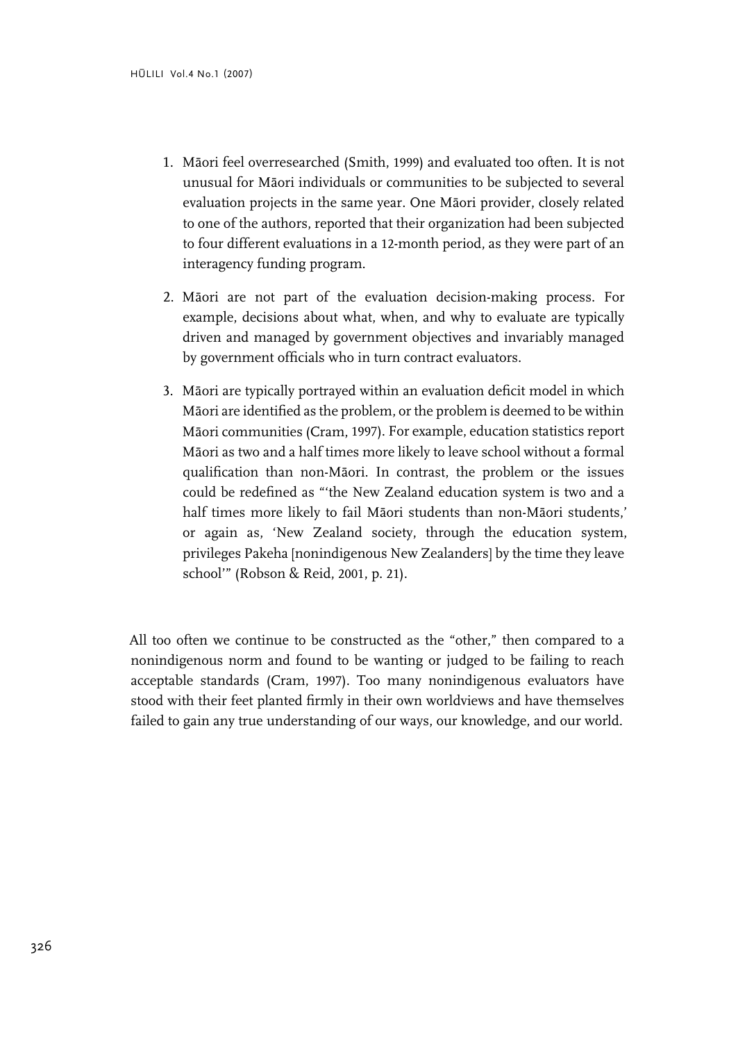1. Māori feel overresearched (Smith, 1999) and evaluated too often. It is not unusual for Māori individuals or communities to be subjected to several evaluation projects in the same year. One Māori provider, closely related to one of the authors, reported that their organization had been subjected to four different evaluations in a 12-month period, as they were part of an interagency funding program.

2. Māori are not part of the evaluation decision-making process. For example, decisions about what, when, and why to evaluate are typically driven and managed by government objectives and invariably managed by government officials who in turn contract evaluators.

3. Māori are typically portrayed within an evaluation deficit model in which Māori are identified as the problem, or the problem is deemed to be within Māori communities (Cram, 1997). For example, education statistics report Māori as two and a half times more likely to leave school without a formal qualification than non-Māori. In contrast, the problem or the issues could be redefined as "'the New Zealand education system is two and a half times more likely to fail Māori students than non-Māori students,' or again as, 'New Zealand society, through the education system, privileges Pakeha [nonindigenous New Zealanders] by the time they leave school'" (Robson & Reid, 2001, p. 21).

All too often we continue to be constructed as the "other," then compared to a nonindigenous norm and found to be wanting or judged to be failing to reach acceptable standards (Cram, 1997). Too many nonindigenous evaluators have stood with their feet planted firmly in their own worldviews and have themselves failed to gain any true understanding of our ways, our knowledge, and our world.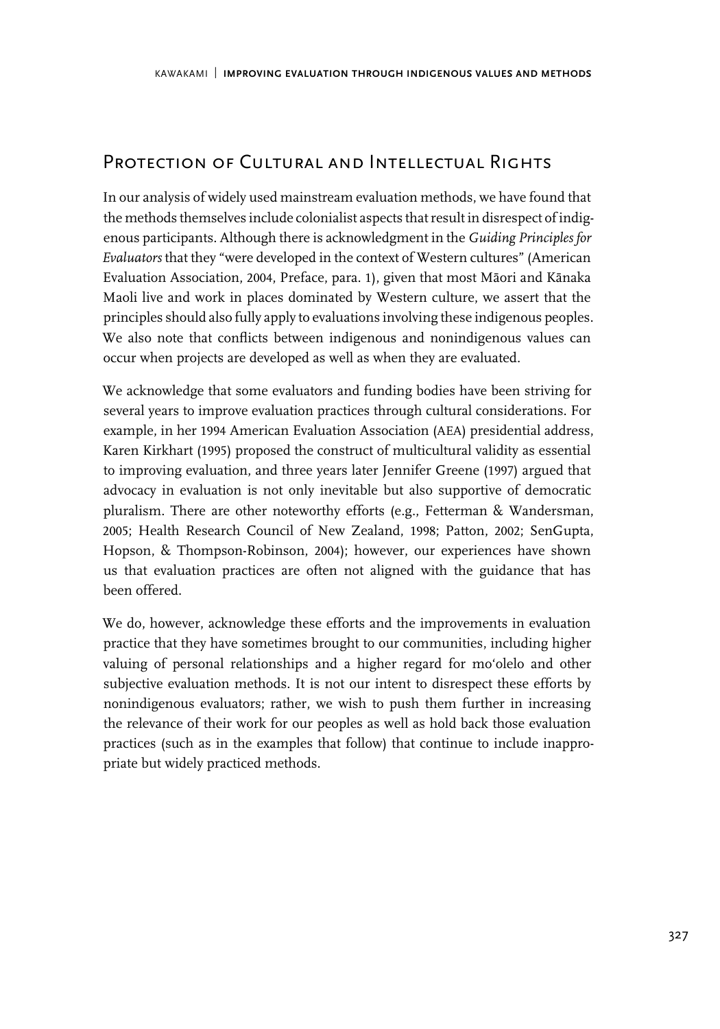## Protection of Cultural and Intellectual Rights

In our analysis of widely used mainstream evaluation methods, we have found that the methods themselves include colonialist aspects that result in disrespect of indigenous participants. Although there is acknowledgment in the *Guiding Principles for Evaluators* that they "were developed in the context of Western cultures" (American Evaluation Association, 2004, Preface, para. 1), given that most Māori and Kānaka Maoli live and work in places dominated by Western culture, we assert that the principles should also fully apply to evaluations involving these indigenous peoples. We also note that conflicts between indigenous and nonindigenous values can occur when projects are developed as well as when they are evaluated.

We acknowledge that some evaluators and funding bodies have been striving for several years to improve evaluation practices through cultural considerations. For example, in her 1994 American Evaluation Association (AEA) presidential address, Karen Kirkhart (1995) proposed the construct of multicultural validity as essential to improving evaluation, and three years later Jennifer Greene (1997) argued that advocacy in evaluation is not only inevitable but also supportive of democratic pluralism. There are other noteworthy efforts (e.g., Fetterman & Wandersman, 2005; Health Research Council of New Zealand, 1998; Patton, 2002; SenGupta, Hopson, & Thompson-Robinson, 2004); however, our experiences have shown us that evaluation practices are often not aligned with the guidance that has been offered.

We do, however, acknowledge these efforts and the improvements in evaluation practice that they have sometimes brought to our communities, including higher valuing of personal relationships and a higher regard for moʻolelo and other subjective evaluation methods. It is not our intent to disrespect these efforts by nonindigenous evaluators; rather, we wish to push them further in increasing the relevance of their work for our peoples as well as hold back those evaluation practices (such as in the examples that follow) that continue to include inappropriate but widely practiced methods.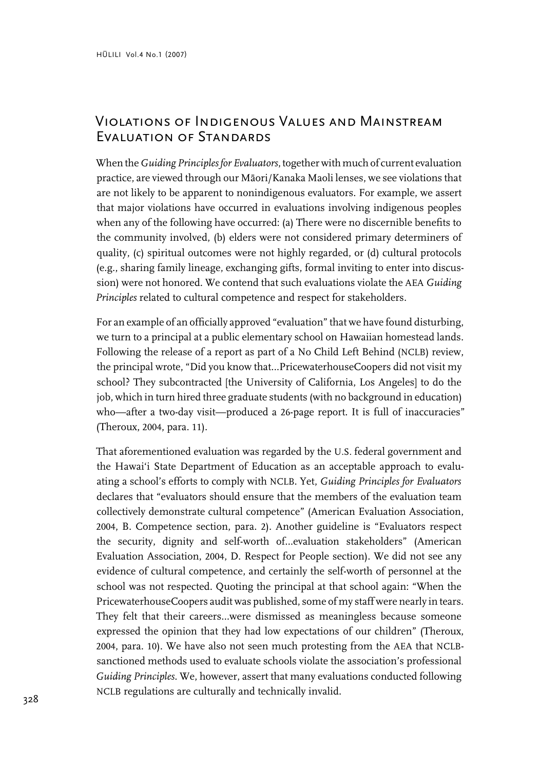## Violations of Indigenous Values and Mainstream Evaluation of Standards

When the *Guiding Principles for Evaluators*, together with much of current evaluation practice, are viewed through our Māori/Kanaka Maoli lenses, we see violations that are not likely to be apparent to nonindigenous evaluators. For example, we assert that major violations have occurred in evaluations involving indigenous peoples when any of the following have occurred: (a) There were no discernible benefits to the community involved, (b) elders were not considered primary determiners of quality, (c) spiritual outcomes were not highly regarded, or (d) cultural protocols (e.g., sharing family lineage, exchanging gifts, formal inviting to enter into discussion) were not honored. We contend that such evaluations violate the AEA *Guiding Principles* related to cultural competence and respect for stakeholders.

For an example of an officially approved "evaluation" that we have found disturbing, we turn to a principal at a public elementary school on Hawaiian homestead lands. Following the release of a report as part of a No Child Left Behind (NCLB) review, the principal wrote, "Did you know that...PricewaterhouseCoopers did not visit my school? They subcontracted [the University of California, Los Angeles] to do the job, which in turn hired three graduate students (with no background in education) who—after a two-day visit—produced a 26-page report. It is full of inaccuracies" (Theroux, 2004, para. 11).

That aforementioned evaluation was regarded by the U.S. federal government and the Hawai'i State Department of Education as an acceptable approach to evaluating a school's efforts to comply with NCLB. Yet, *Guiding Principles for Evaluators* declares that "evaluators should ensure that the members of the evaluation team collectively demonstrate cultural competence" (American Evaluation Association, 2004, B. Competence section, para. 2). Another guideline is "Evaluators respect the security, dignity and self-worth of...evaluation stakeholders" (American Evaluation Association, 2004, D. Respect for People section). We did not see any evidence of cultural competence, and certainly the self-worth of personnel at the school was not respected. Quoting the principal at that school again: "When the PricewaterhouseCoopers audit was published, some of my staff were nearly in tears. They felt that their careers...were dismissed as meaningless because someone expressed the opinion that they had low expectations of our children" (Theroux, 2004, para. 10). We have also not seen much protesting from the AEA that NCLB-sanctioned methods used to evaluate schools violate the association's professional *Guiding Principles*. We, however, assert that many evaluations conducted following NCLB regulations are culturally and technically invalid.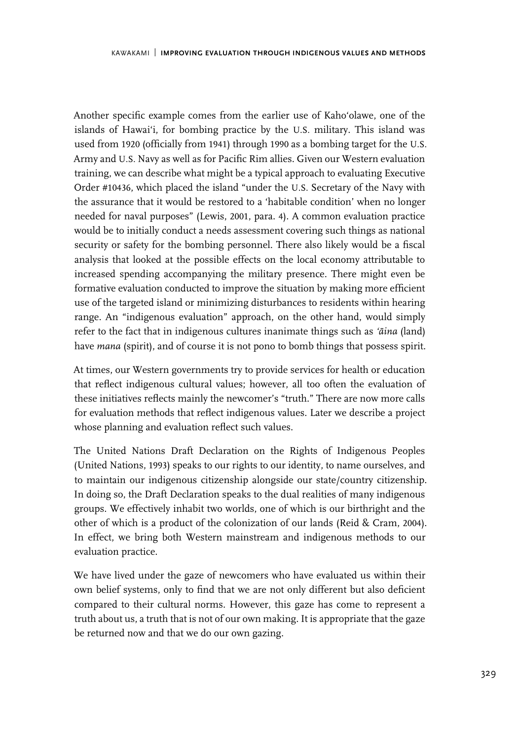Another specific example comes from the earlier use of Kaho'olawe, one of the islands of Hawai'i, for bombing practice by the U.S. military. This island was used from 1920 (officially from 1941) through 1990 as a bombing target for the U.S. Army and U.S. Navy as well as for Pacific Rim allies. Given our Western evaluation training, we can describe what might be a typical approach to evaluating Executive Order #10436, which placed the island "under the U.S. Secretary of the Navy with the assurance that it would be restored to a 'habitable condition' when no longer needed for naval purposes" (Lewis, 2001, para. 4). A common evaluation practice would be to initially conduct a needs assessment covering such things as national security or safety for the bombing personnel. There also likely would be a fiscal analysis that looked at the possible effects on the local economy attributable to increased spending accompanying the military presence. There might even be formative evaluation conducted to improve the situation by making more efficient use of the targeted island or minimizing disturbances to residents within hearing range. An "indigenous evaluation" approach, on the other hand, would simply refer to the fact that in indigenous cultures inanimate things such as *'āina* (land) have *mana* (spirit), and of course it is not pono to bomb things that possess spirit.

At times, our Western governments try to provide services for health or education that reflect indigenous cultural values; however, all too often the evaluation of these initiatives reflects mainly the newcomer's "truth." There are now more calls for evaluation methods that reflect indigenous values. Later we describe a project whose planning and evaluation reflect such values.

The United Nations Draft Declaration on the Rights of Indigenous Peoples (United Nations, 1993) speaks to our rights to our identity, to name ourselves, and to maintain our indigenous citizenship alongside our state/country citizenship. In doing so, the Draft Declaration speaks to the dual realities of many indigenous groups. We effectively inhabit two worlds, one of which is our birthright and the other of which is a product of the colonization of our lands (Reid & Cram, 2004). In effect, we bring both Western mainstream and indigenous methods to our evaluation practice.

We have lived under the gaze of newcomers who have evaluated us within their own belief systems, only to find that we are not only different but also deficient compared to their cultural norms. However, this gaze has come to represent a truth about us, a truth that is not of our own making. It is appropriate that the gaze be returned now and that we do our own gazing.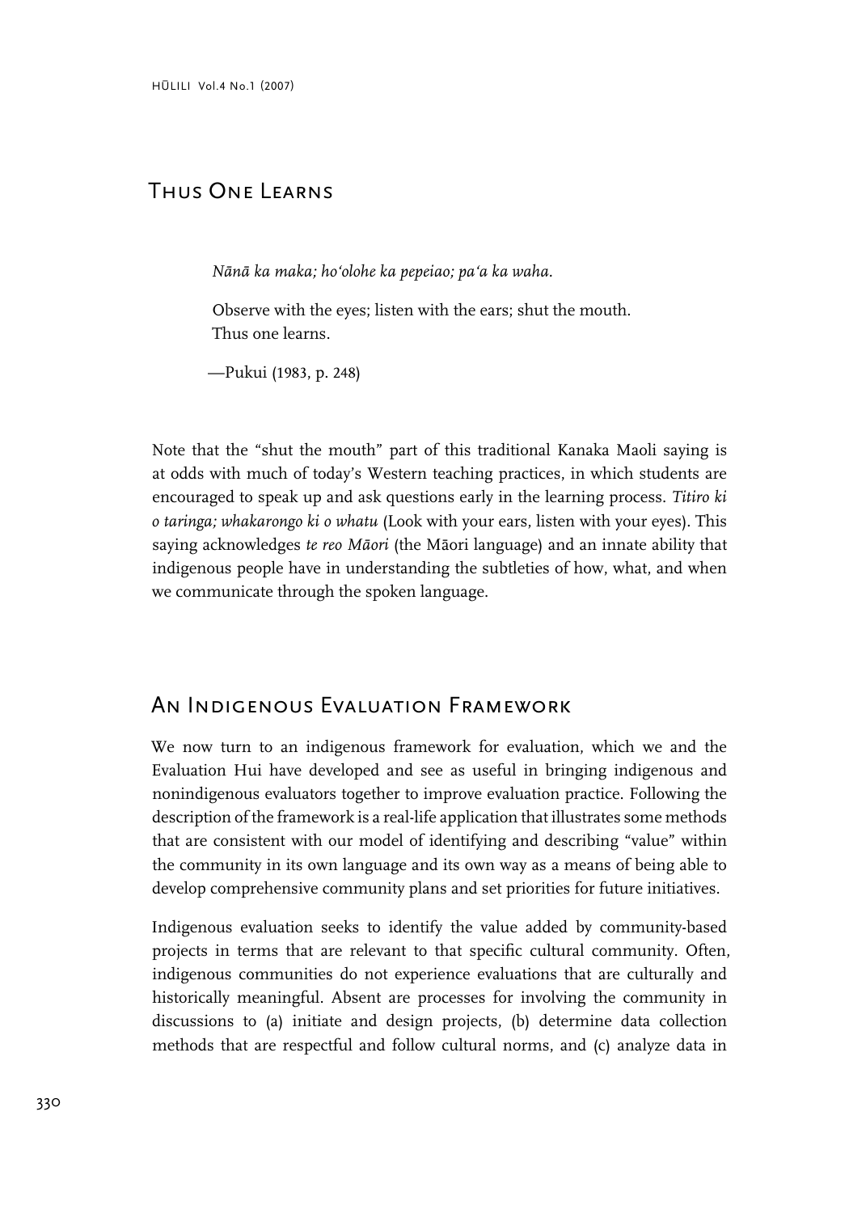## Thus One Learns

> *Nānā ka maka; ho'olohe ka pepeiao; pa'a ka waha.*
>
> Observe with the eyes; listen with the ears; shut the mouth.
> Thus one learns.
>
> —Pukui (1983, p. 248)

Note that the "shut the mouth" part of this traditional Kanaka Maoli saying is at odds with much of today's Western teaching practices, in which students are encouraged to speak up and ask questions early in the learning process. *Titiro ki o taringa; whakarongo ki o whatu* (Look with your ears, listen with your eyes). This saying acknowledges *te reo Māori* (the Māori language) and an innate ability that indigenous people have in understanding the subtleties of how, what, and when we communicate through the spoken language.

## An Indigenous Evaluation Framework

We now turn to an indigenous framework for evaluation, which we and the Evaluation Hui have developed and see as useful in bringing indigenous and nonindigenous evaluators together to improve evaluation practice. Following the description of the framework is a real-life application that illustrates some methods that are consistent with our model of identifying and describing "value" within the community in its own language and its own way as a means of being able to develop comprehensive community plans and set priorities for future initiatives.

Indigenous evaluation seeks to identify the value added by community-based projects in terms that are relevant to that specific cultural community. Often, indigenous communities do not experience evaluations that are culturally and historically meaningful. Absent are processes for involving the community in discussions to (a) initiate and design projects, (b) determine data collection methods that are respectful and follow cultural norms, and (c) analyze data in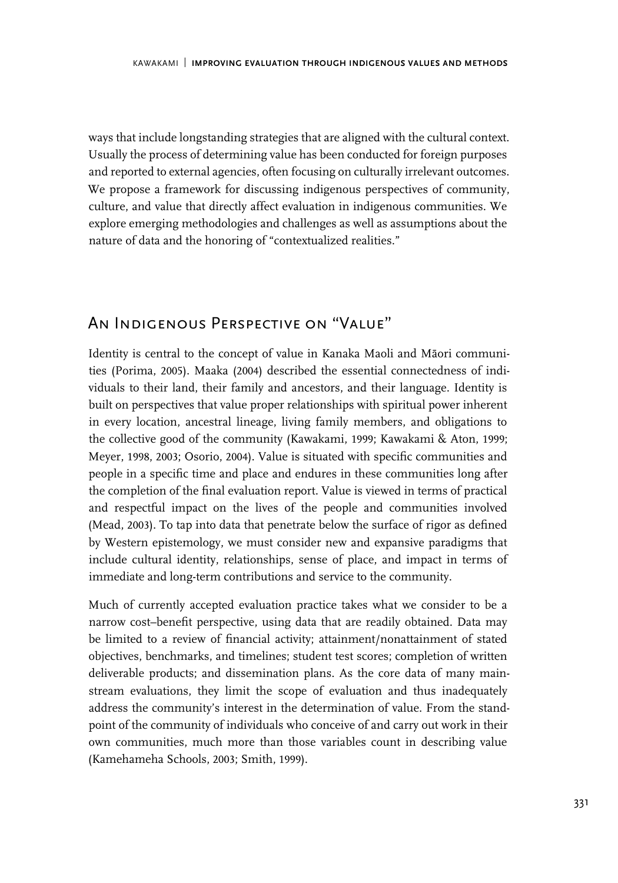ways that include longstanding strategies that are aligned with the cultural context. Usually the process of determining value has been conducted for foreign purposes and reported to external agencies, often focusing on culturally irrelevant outcomes. We propose a framework for discussing indigenous perspectives of community, culture, and value that directly affect evaluation in indigenous communities. We explore emerging methodologies and challenges as well as assumptions about the nature of data and the honoring of "contextualized realities."

## An Indigenous Perspective on "Value"

Identity is central to the concept of value in Kanaka Maoli and Māori communities (Porima, 2005). Maaka (2004) described the essential connectedness of individuals to their land, their family and ancestors, and their language. Identity is built on perspectives that value proper relationships with spiritual power inherent in every location, ancestral lineage, living family members, and obligations to the collective good of the community (Kawakami, 1999; Kawakami & Aton, 1999; Meyer, 1998, 2003; Osorio, 2004). Value is situated with specific communities and people in a specific time and place and endures in these communities long after the completion of the final evaluation report. Value is viewed in terms of practical and respectful impact on the lives of the people and communities involved (Mead, 2003). To tap into data that penetrate below the surface of rigor as defined by Western epistemology, we must consider new and expansive paradigms that include cultural identity, relationships, sense of place, and impact in terms of immediate and long-term contributions and service to the community.

Much of currently accepted evaluation practice takes what we consider to be a narrow cost–benefit perspective, using data that are readily obtained. Data may be limited to a review of financial activity; attainment/nonattainment of stated objectives, benchmarks, and timelines; student test scores; completion of written deliverable products; and dissemination plans. As the core data of many mainstream evaluations, they limit the scope of evaluation and thus inadequately address the community's interest in the determination of value. From the standpoint of the community of individuals who conceive of and carry out work in their own communities, much more than those variables count in describing value (Kamehameha Schools, 2003; Smith, 1999).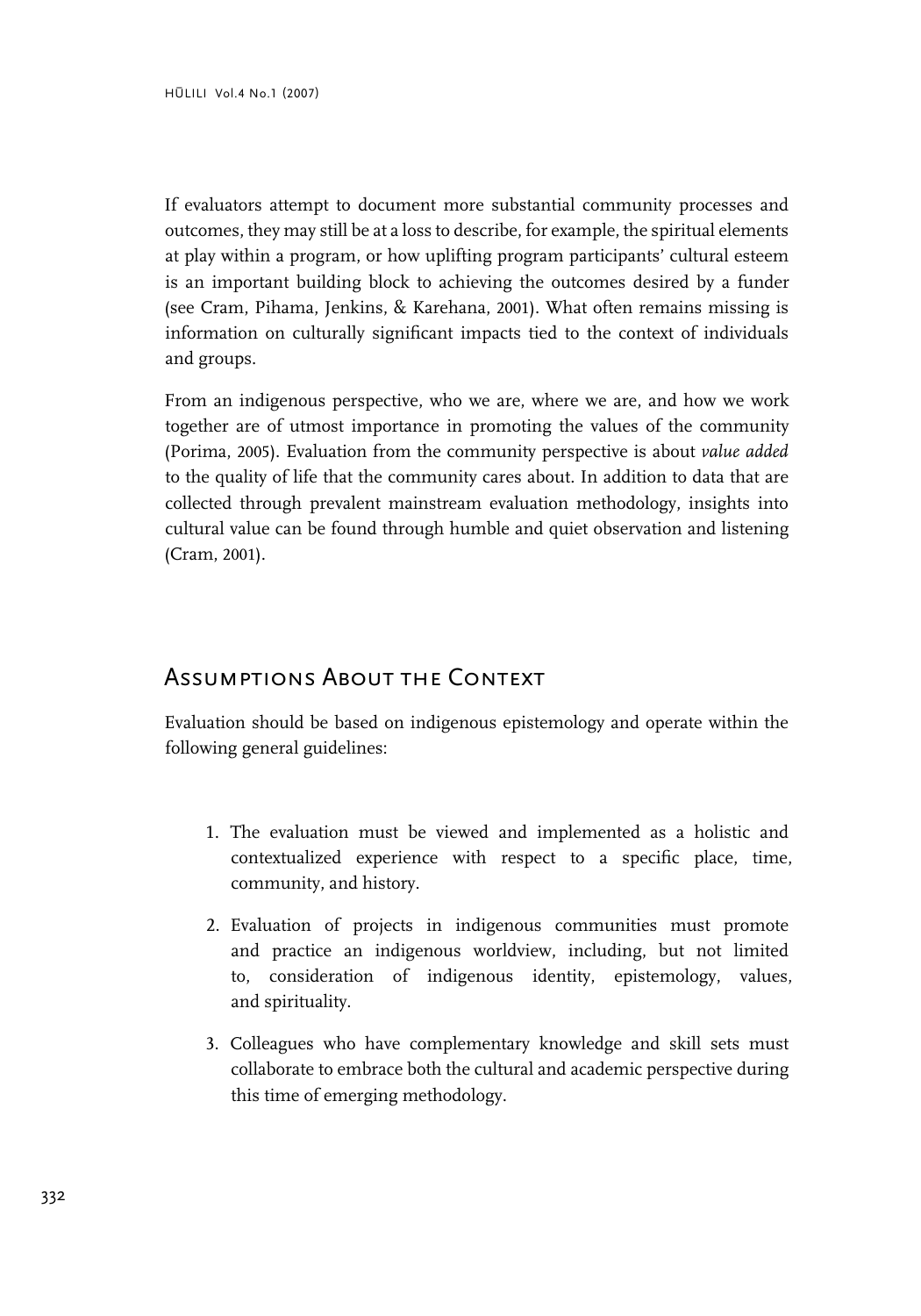If evaluators attempt to document more substantial community processes and outcomes, they may still be at a loss to describe, for example, the spiritual elements at play within a program, or how uplifting program participants' cultural esteem is an important building block to achieving the outcomes desired by a funder (see Cram, Pihama, Jenkins, & Karehana, 2001). What often remains missing is information on culturally significant impacts tied to the context of individuals and groups.

From an indigenous perspective, who we are, where we are, and how we work together are of utmost importance in promoting the values of the community (Porima, 2005). Evaluation from the community perspective is about *value added* to the quality of life that the community cares about. In addition to data that are collected through prevalent mainstream evaluation methodology, insights into cultural value can be found through humble and quiet observation and listening (Cram, 2001).

## Assumptions About the Context

Evaluation should be based on indigenous epistemology and operate within the following general guidelines:

1. The evaluation must be viewed and implemented as a holistic and contextualized experience with respect to a specific place, time, community, and history.
2. Evaluation of projects in indigenous communities must promote and practice an indigenous worldview, including, but not limited to, consideration of indigenous identity, epistemology, values, and spirituality.
3. Colleagues who have complementary knowledge and skill sets must collaborate to embrace both the cultural and academic perspective during this time of emerging methodology.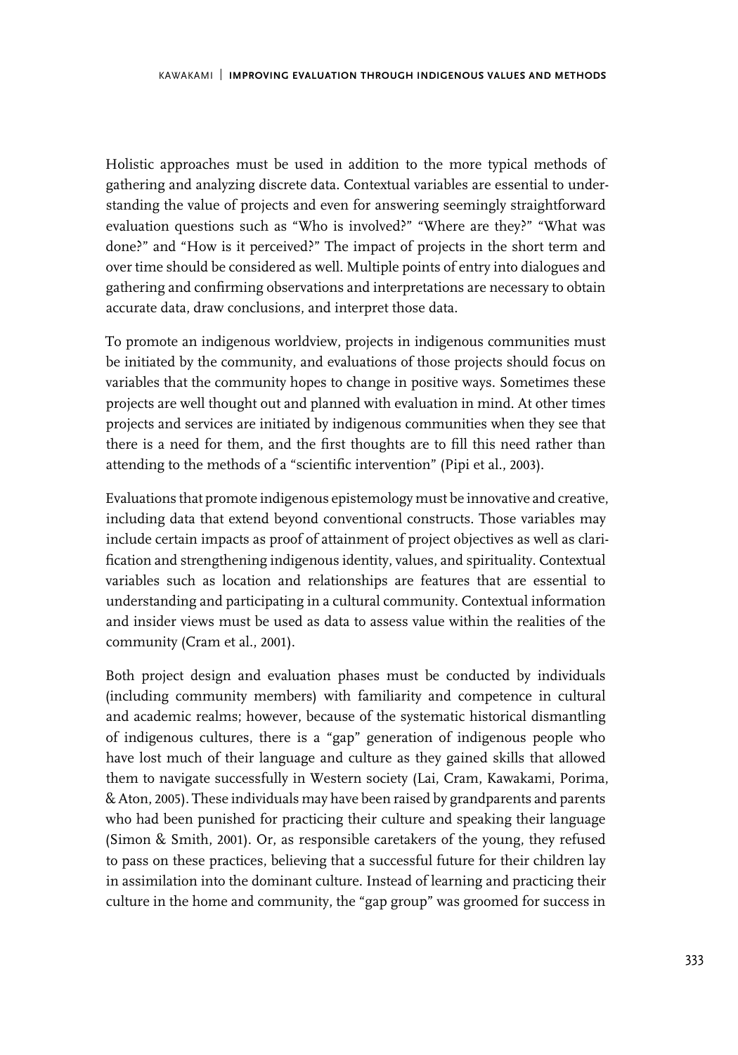Holistic approaches must be used in addition to the more typical methods of gathering and analyzing discrete data. Contextual variables are essential to understanding the value of projects and even for answering seemingly straightforward evaluation questions such as "Who is involved?" "Where are they?" "What was done?" and "How is it perceived?" The impact of projects in the short term and over time should be considered as well. Multiple points of entry into dialogues and gathering and confirming observations and interpretations are necessary to obtain accurate data, draw conclusions, and interpret those data.

To promote an indigenous worldview, projects in indigenous communities must be initiated by the community, and evaluations of those projects should focus on variables that the community hopes to change in positive ways. Sometimes these projects are well thought out and planned with evaluation in mind. At other times projects and services are initiated by indigenous communities when they see that there is a need for them, and the first thoughts are to fill this need rather than attending to the methods of a "scientific intervention" (Pipi et al., 2003).

Evaluations that promote indigenous epistemology must be innovative and creative, including data that extend beyond conventional constructs. Those variables may include certain impacts as proof of attainment of project objectives as well as clarification and strengthening indigenous identity, values, and spirituality. Contextual variables such as location and relationships are features that are essential to understanding and participating in a cultural community. Contextual information and insider views must be used as data to assess value within the realities of the community (Cram et al., 2001).

Both project design and evaluation phases must be conducted by individuals (including community members) with familiarity and competence in cultural and academic realms; however, because of the systematic historical dismantling of indigenous cultures, there is a "gap" generation of indigenous people who have lost much of their language and culture as they gained skills that allowed them to navigate successfully in Western society (Lai, Cram, Kawakami, Porima, & Aton, 2005). These individuals may have been raised by grandparents and parents who had been punished for practicing their culture and speaking their language (Simon & Smith, 2001). Or, as responsible caretakers of the young, they refused to pass on these practices, believing that a successful future for their children lay in assimilation into the dominant culture. Instead of learning and practicing their culture in the home and community, the "gap group" was groomed for success in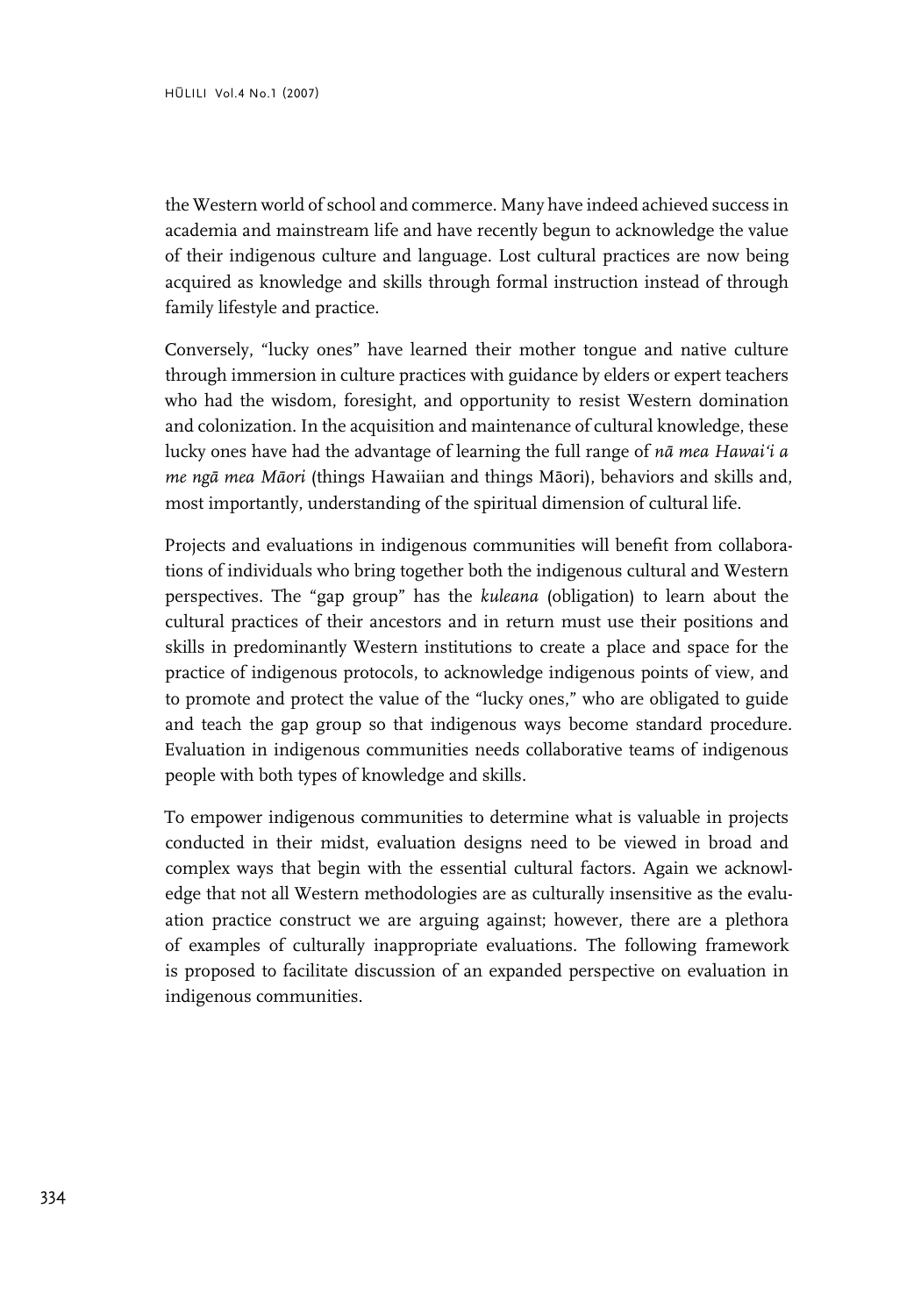the Western world of school and commerce. Many have indeed achieved success in academia and mainstream life and have recently begun to acknowledge the value of their indigenous culture and language. Lost cultural practices are now being acquired as knowledge and skills through formal instruction instead of through family lifestyle and practice.

Conversely, "lucky ones" have learned their mother tongue and native culture through immersion in culture practices with guidance by elders or expert teachers who had the wisdom, foresight, and opportunity to resist Western domination and colonization. In the acquisition and maintenance of cultural knowledge, these lucky ones have had the advantage of learning the full range of *nā mea Hawaiʻi a me ngā mea Māori* (things Hawaiian and things Māori), behaviors and skills and, most importantly, understanding of the spiritual dimension of cultural life.

Projects and evaluations in indigenous communities will benefit from collaborations of individuals who bring together both the indigenous cultural and Western perspectives. The "gap group" has the *kuleana* (obligation) to learn about the cultural practices of their ancestors and in return must use their positions and skills in predominantly Western institutions to create a place and space for the practice of indigenous protocols, to acknowledge indigenous points of view, and to promote and protect the value of the "lucky ones," who are obligated to guide and teach the gap group so that indigenous ways become standard procedure. Evaluation in indigenous communities needs collaborative teams of indigenous people with both types of knowledge and skills.

To empower indigenous communities to determine what is valuable in projects conducted in their midst, evaluation designs need to be viewed in broad and complex ways that begin with the essential cultural factors. Again we acknowledge that not all Western methodologies are as culturally insensitive as the evaluation practice construct we are arguing against; however, there are a plethora of examples of culturally inappropriate evaluations. The following framework is proposed to facilitate discussion of an expanded perspective on evaluation in indigenous communities.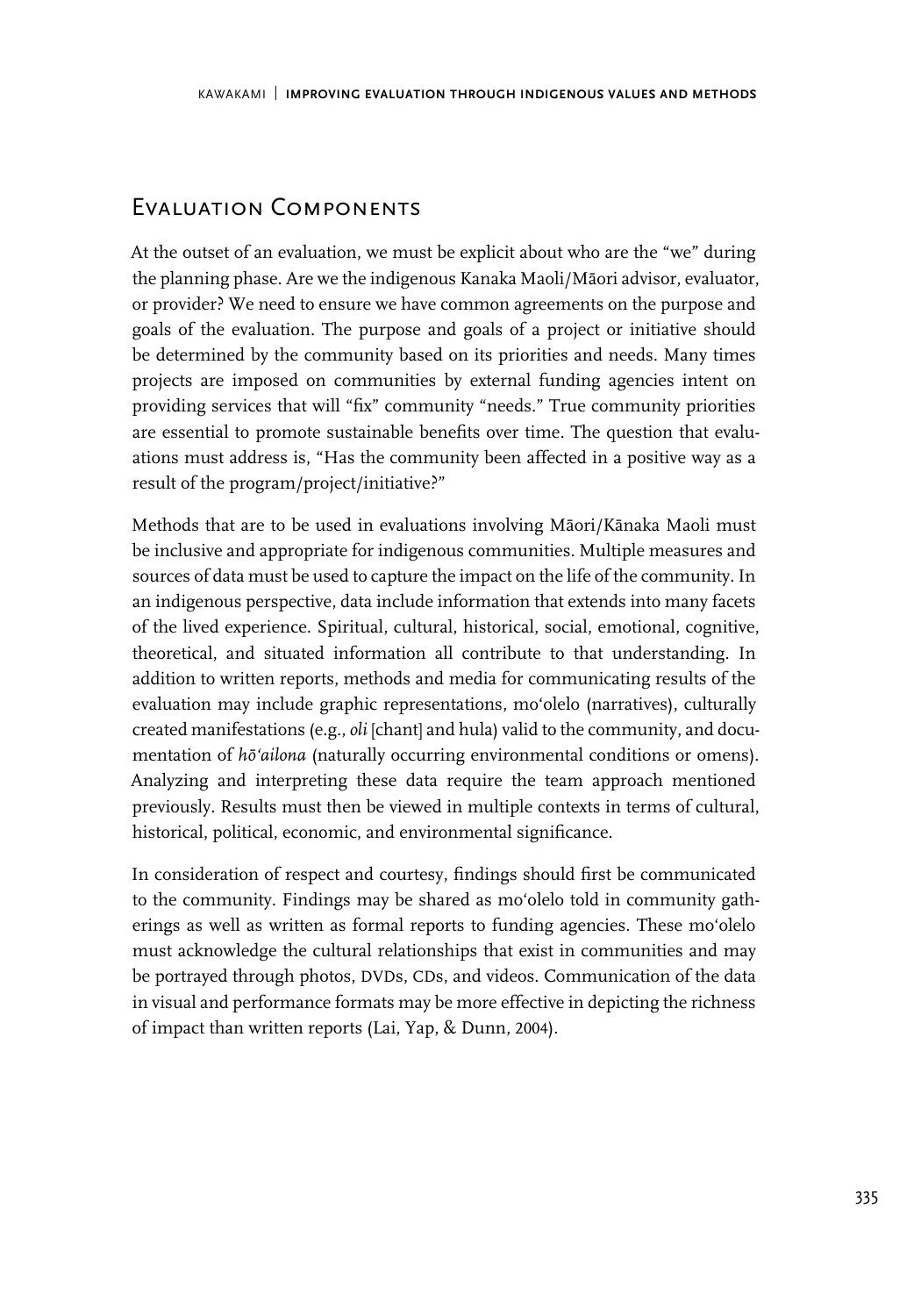## Evaluation Components

At the outset of an evaluation, we must be explicit about who are the "we" during the planning phase. Are we the indigenous Kanaka Maoli/Māori advisor, evaluator, or provider? We need to ensure we have common agreements on the purpose and goals of the evaluation. The purpose and goals of a project or initiative should be determined by the community based on its priorities and needs. Many times projects are imposed on communities by external funding agencies intent on providing services that will "fix" community "needs." True community priorities are essential to promote sustainable benefits over time. The question that evaluations must address is, "Has the community been affected in a positive way as a result of the program/project/initiative?"

Methods that are to be used in evaluations involving Māori/Kānaka Maoli must be inclusive and appropriate for indigenous communities. Multiple measures and sources of data must be used to capture the impact on the life of the community. In an indigenous perspective, data include information that extends into many facets of the lived experience. Spiritual, cultural, historical, social, emotional, cognitive, theoretical, and situated information all contribute to that understanding. In addition to written reports, methods and media for communicating results of the evaluation may include graphic representations, moʻolelo (narratives), culturally created manifestations (e.g., *oli* [chant] and hula) valid to the community, and documentation of *hōʻailona* (naturally occurring environmental conditions or omens). Analyzing and interpreting these data require the team approach mentioned previously. Results must then be viewed in multiple contexts in terms of cultural, historical, political, economic, and environmental significance.

In consideration of respect and courtesy, findings should first be communicated to the community. Findings may be shared as moʻolelo told in community gatherings as well as written as formal reports to funding agencies. These moʻolelo must acknowledge the cultural relationships that exist in communities and may be portrayed through photos, DVDs, CDs, and videos. Communication of the data in visual and performance formats may be more effective in depicting the richness of impact than written reports (Lai, Yap, & Dunn, 2004).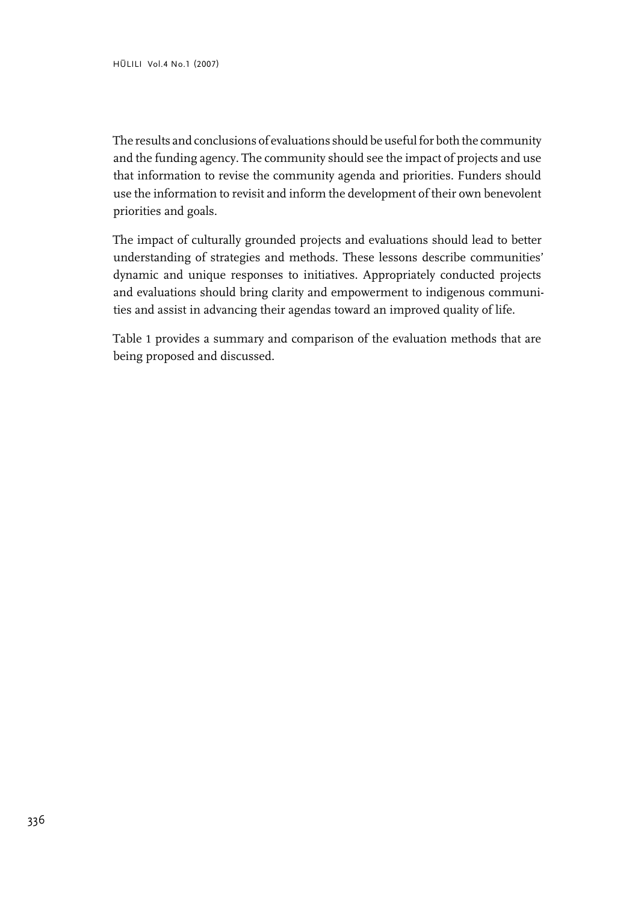The results and conclusions of evaluations should be useful for both the community and the funding agency. The community should see the impact of projects and use that information to revise the community agenda and priorities. Funders should use the information to revisit and inform the development of their own benevolent priorities and goals.

The impact of culturally grounded projects and evaluations should lead to better understanding of strategies and methods. These lessons describe communities' dynamic and unique responses to initiatives. Appropriately conducted projects and evaluations should bring clarity and empowerment to indigenous communities and assist in advancing their agendas toward an improved quality of life.

Table 1 provides a summary and comparison of the evaluation methods that are being proposed and discussed.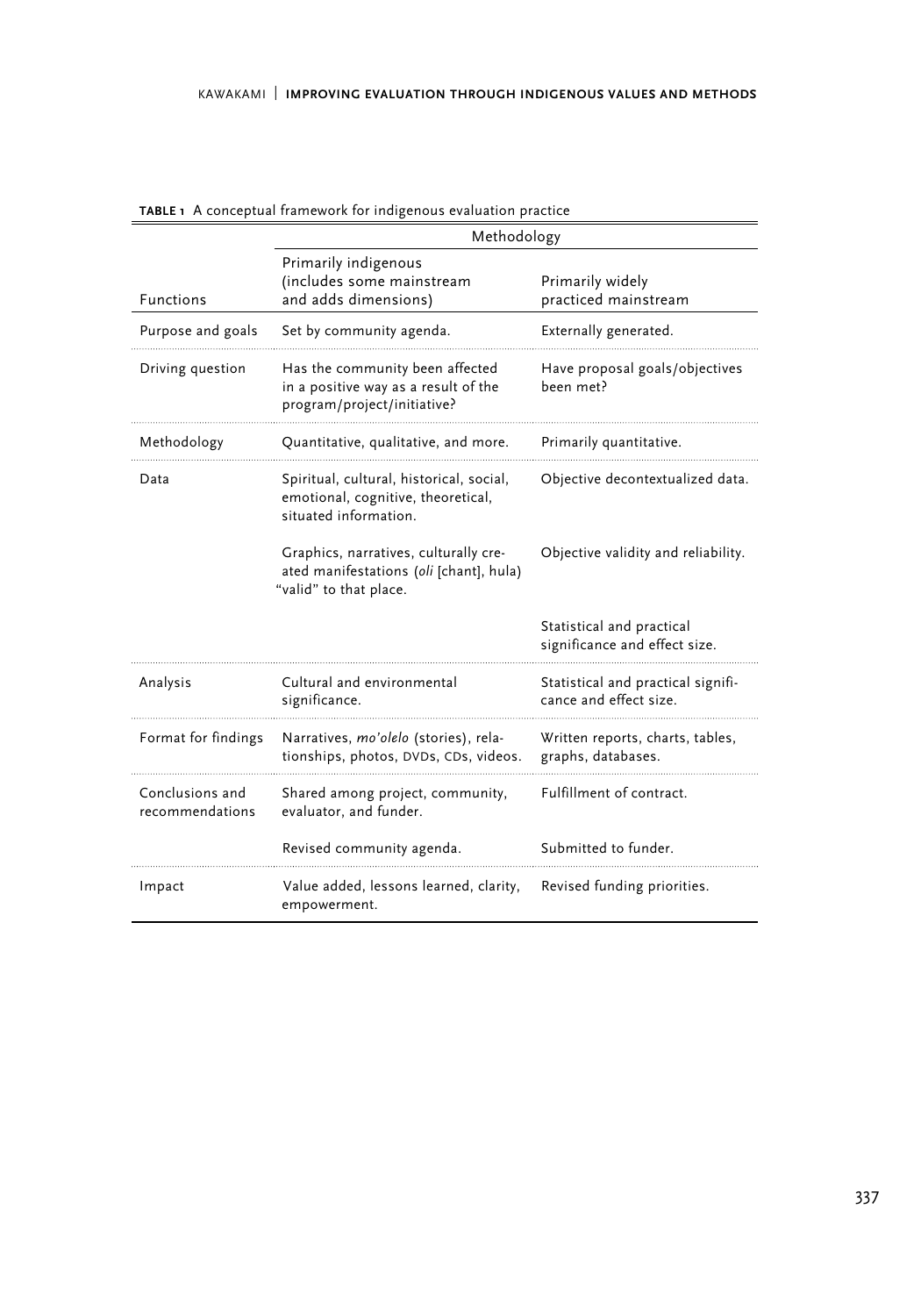**TABLE 1** A conceptual framework for indigenous evaluation practice

| | Methodology | |
|---|---|---|
| Functions | Primarily indigenous (includes some mainstream and adds dimensions) | Primarily widely practiced mainstream |
| Purpose and goals | Set by community agenda. | Externally generated. |
| Driving question | Has the community been affected in a positive way as a result of the program/project/initiative? | Have proposal goals/objectives been met? |
| Methodology | Quantitative, qualitative, and more. | Primarily quantitative. |
| Data | Spiritual, cultural, historical, social, emotional, cognitive, theoretical, situated information. | Objective decontextualized data. |
| | Graphics, narratives, culturally created manifestations (*oli* [chant], hula) "valid" to that place. | Objective validity and reliability. |
| | | Statistical and practical significance and effect size. |
| Analysis | Cultural and environmental significance. | Statistical and practical significance and effect size. |
| Format for findings | Narratives, *mo'olelo* (stories), relationships, photos, DVDs, CDs, videos. | Written reports, charts, tables, graphs, databases. |
| Conclusions and recommendations | Shared among project, community, evaluator, and funder. | Fulfillment of contract. |
| | Revised community agenda. | Submitted to funder. |
| Impact | Value added, lessons learned, clarity, empowerment. | Revised funding priorities. |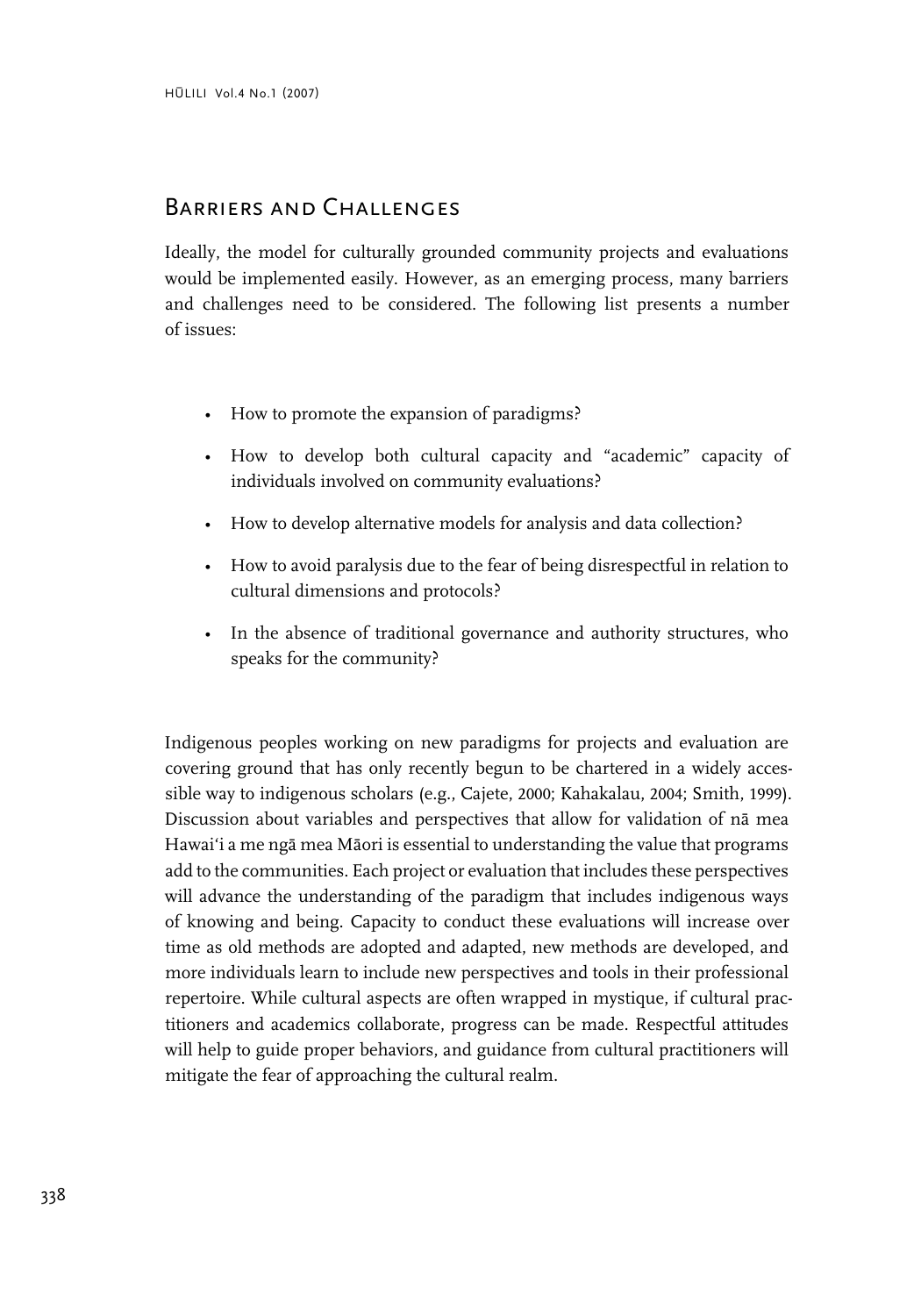## Barriers and Challenges

Ideally, the model for culturally grounded community projects and evaluations would be implemented easily. However, as an emerging process, many barriers and challenges need to be considered. The following list presents a number of issues:

- How to promote the expansion of paradigms?
- How to develop both cultural capacity and "academic" capacity of individuals involved on community evaluations?
- How to develop alternative models for analysis and data collection?
- How to avoid paralysis due to the fear of being disrespectful in relation to cultural dimensions and protocols?
- In the absence of traditional governance and authority structures, who speaks for the community?

Indigenous peoples working on new paradigms for projects and evaluation are covering ground that has only recently begun to be chartered in a widely accessible way to indigenous scholars (e.g., Cajete, 2000; Kahakalau, 2004; Smith, 1999). Discussion about variables and perspectives that allow for validation of nā mea Hawaiʻi a me ngā mea Māori is essential to understanding the value that programs add to the communities. Each project or evaluation that includes these perspectives will advance the understanding of the paradigm that includes indigenous ways of knowing and being. Capacity to conduct these evaluations will increase over time as old methods are adopted and adapted, new methods are developed, and more individuals learn to include new perspectives and tools in their professional repertoire. While cultural aspects are often wrapped in mystique, if cultural practitioners and academics collaborate, progress can be made. Respectful attitudes will help to guide proper behaviors, and guidance from cultural practitioners will mitigate the fear of approaching the cultural realm.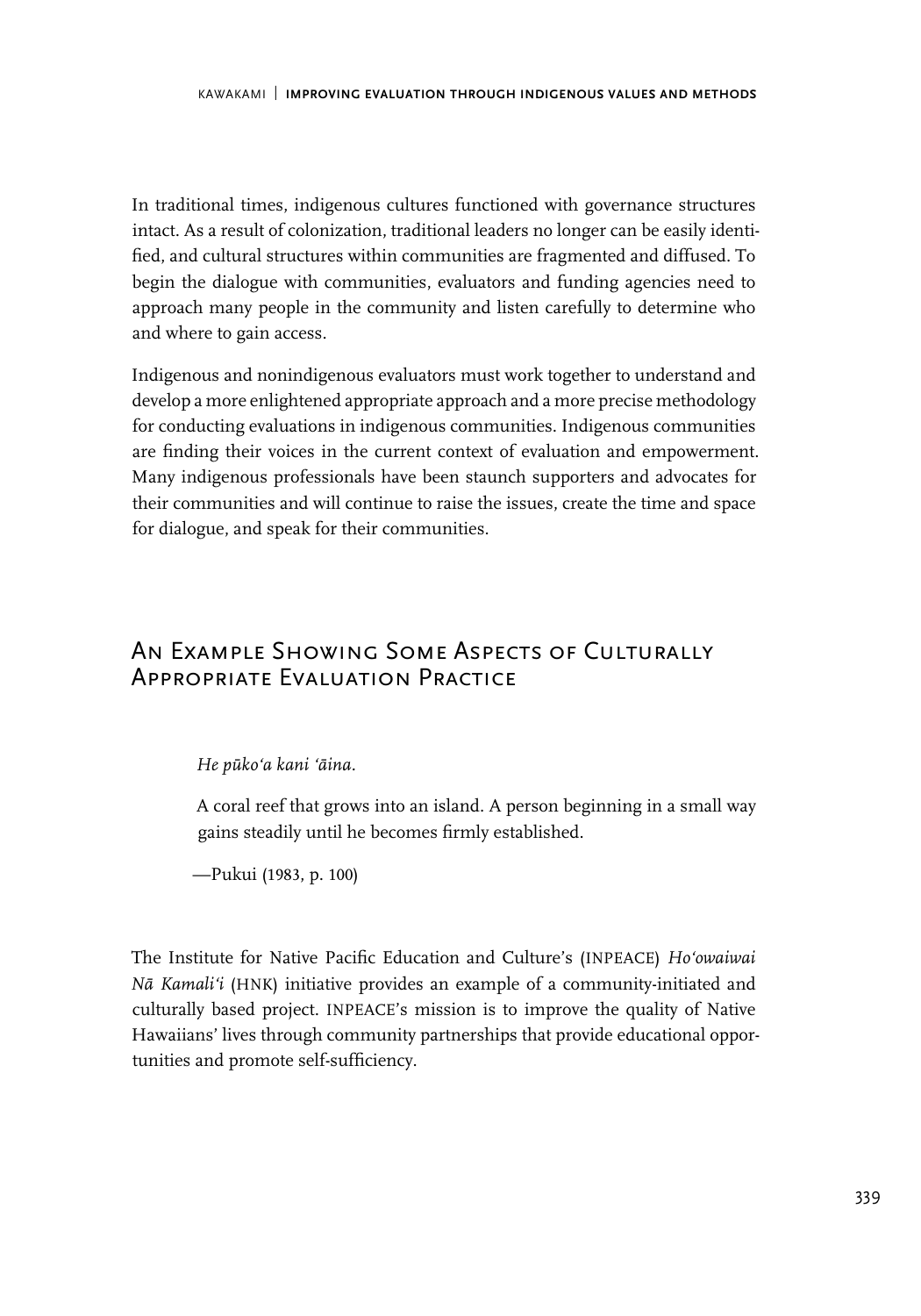In traditional times, indigenous cultures functioned with governance structures intact. As a result of colonization, traditional leaders no longer can be easily identified, and cultural structures within communities are fragmented and diffused. To begin the dialogue with communities, evaluators and funding agencies need to approach many people in the community and listen carefully to determine who and where to gain access.

Indigenous and nonindigenous evaluators must work together to understand and develop a more enlightened appropriate approach and a more precise methodology for conducting evaluations in indigenous communities. Indigenous communities are finding their voices in the current context of evaluation and empowerment. Many indigenous professionals have been staunch supporters and advocates for their communities and will continue to raise the issues, create the time and space for dialogue, and speak for their communities.

## An Example Showing Some Aspects of Culturally Appropriate Evaluation Practice

> *He pūkoʻa kani ʻāina.*
>
> A coral reef that grows into an island. A person beginning in a small way gains steadily until he becomes firmly established.
>
> —Pukui (1983, p. 100)

The Institute for Native Pacific Education and Culture's (INPEACE) *Hoʻowaiwai Nā Kamaliʻi* (HNK) initiative provides an example of a community-initiated and culturally based project. INPEACE's mission is to improve the quality of Native Hawaiians' lives through community partnerships that provide educational opportunities and promote self-sufficiency.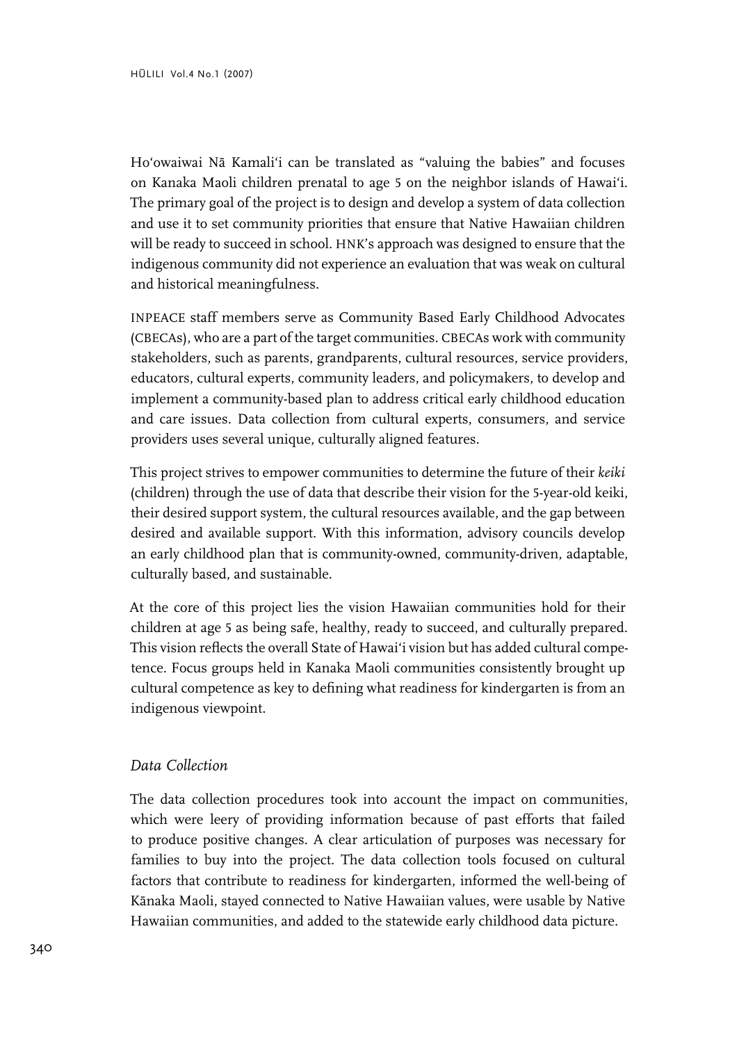Ho'owaiwai Nā Kamali'i can be translated as "valuing the babies" and focuses on Kanaka Maoli children prenatal to age 5 on the neighbor islands of Hawai'i. The primary goal of the project is to design and develop a system of data collection and use it to set community priorities that ensure that Native Hawaiian children will be ready to succeed in school. HNK's approach was designed to ensure that the indigenous community did not experience an evaluation that was weak on cultural and historical meaningfulness.

INPEACE staff members serve as Community Based Early Childhood Advocates (CBECAs), who are a part of the target communities. CBECAs work with community stakeholders, such as parents, grandparents, cultural resources, service providers, educators, cultural experts, community leaders, and policymakers, to develop and implement a community-based plan to address critical early childhood education and care issues. Data collection from cultural experts, consumers, and service providers uses several unique, culturally aligned features.

This project strives to empower communities to determine the future of their *keiki* (children) through the use of data that describe their vision for the 5-year-old keiki, their desired support system, the cultural resources available, and the gap between desired and available support. With this information, advisory councils develop an early childhood plan that is community-owned, community-driven, adaptable, culturally based, and sustainable.

At the core of this project lies the vision Hawaiian communities hold for their children at age 5 as being safe, healthy, ready to succeed, and culturally prepared. This vision reflects the overall State of Hawai'i vision but has added cultural competence. Focus groups held in Kanaka Maoli communities consistently brought up cultural competence as key to defining what readiness for kindergarten is from an indigenous viewpoint.

### *Data Collection*

The data collection procedures took into account the impact on communities, which were leery of providing information because of past efforts that failed to produce positive changes. A clear articulation of purposes was necessary for families to buy into the project. The data collection tools focused on cultural factors that contribute to readiness for kindergarten, informed the well-being of Kānaka Maoli, stayed connected to Native Hawaiian values, were usable by Native Hawaiian communities, and added to the statewide early childhood data picture.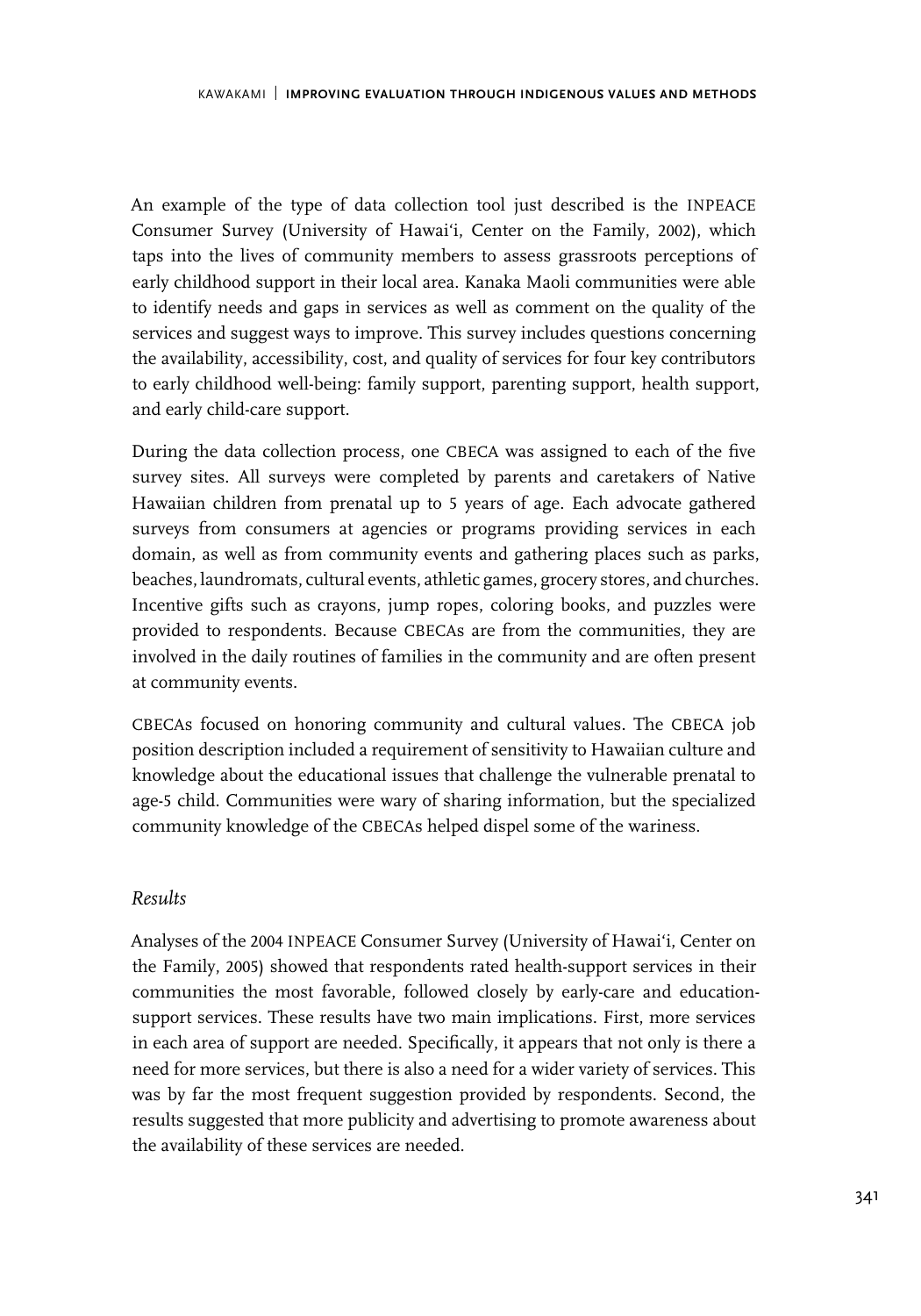An example of the type of data collection tool just described is the INPEACE Consumer Survey (University of Hawai'i, Center on the Family, 2002), which taps into the lives of community members to assess grassroots perceptions of early childhood support in their local area. Kanaka Maoli communities were able to identify needs and gaps in services as well as comment on the quality of the services and suggest ways to improve. This survey includes questions concerning the availability, accessibility, cost, and quality of services for four key contributors to early childhood well-being: family support, parenting support, health support, and early child-care support.

During the data collection process, one CBECA was assigned to each of the five survey sites. All surveys were completed by parents and caretakers of Native Hawaiian children from prenatal up to 5 years of age. Each advocate gathered surveys from consumers at agencies or programs providing services in each domain, as well as from community events and gathering places such as parks, beaches, laundromats, cultural events, athletic games, grocery stores, and churches. Incentive gifts such as crayons, jump ropes, coloring books, and puzzles were provided to respondents. Because CBECAs are from the communities, they are involved in the daily routines of families in the community and are often present at community events.

CBECAs focused on honoring community and cultural values. The CBECA job position description included a requirement of sensitivity to Hawaiian culture and knowledge about the educational issues that challenge the vulnerable prenatal to age-5 child. Communities were wary of sharing information, but the specialized community knowledge of the CBECAs helped dispel some of the wariness.

*Results*

Analyses of the 2004 INPEACE Consumer Survey (University of Hawai'i, Center on the Family, 2005) showed that respondents rated health-support services in their communities the most favorable, followed closely by early-care and education-support services. These results have two main implications. First, more services in each area of support are needed. Specifically, it appears that not only is there a need for more services, but there is also a need for a wider variety of services. This was by far the most frequent suggestion provided by respondents. Second, the results suggested that more publicity and advertising to promote awareness about the availability of these services are needed.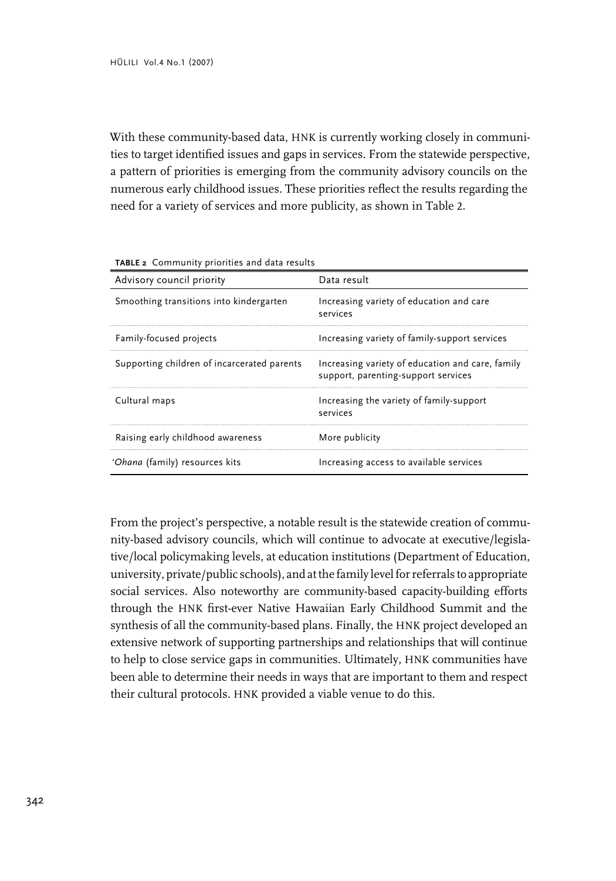With these community-based data, HNK is currently working closely in communities to target identified issues and gaps in services. From the statewide perspective, a pattern of priorities is emerging from the community advisory councils on the numerous early childhood issues. These priorities reflect the results regarding the need for a variety of services and more publicity, as shown in Table 2.

**TABLE 2** Community priorities and data results

| Advisory council priority | Data result |
|---|---|
| Smoothing transitions into kindergarten | Increasing variety of education and care services |
| Family-focused projects | Increasing variety of family-support services |
| Supporting children of incarcerated parents | Increasing variety of education and care, family support, parenting-support services |
| Cultural maps | Increasing the variety of family-support services |
| Raising early childhood awareness | More publicity |
| *'Ohana* (family) resources kits | Increasing access to available services |

From the project's perspective, a notable result is the statewide creation of community-based advisory councils, which will continue to advocate at executive/legislative/local policymaking levels, at education institutions (Department of Education, university, private/public schools), and at the family level for referrals to appropriate social services. Also noteworthy are community-based capacity-building efforts through the HNK first-ever Native Hawaiian Early Childhood Summit and the synthesis of all the community-based plans. Finally, the HNK project developed an extensive network of supporting partnerships and relationships that will continue to help to close service gaps in communities. Ultimately, HNK communities have been able to determine their needs in ways that are important to them and respect their cultural protocols. HNK provided a viable venue to do this.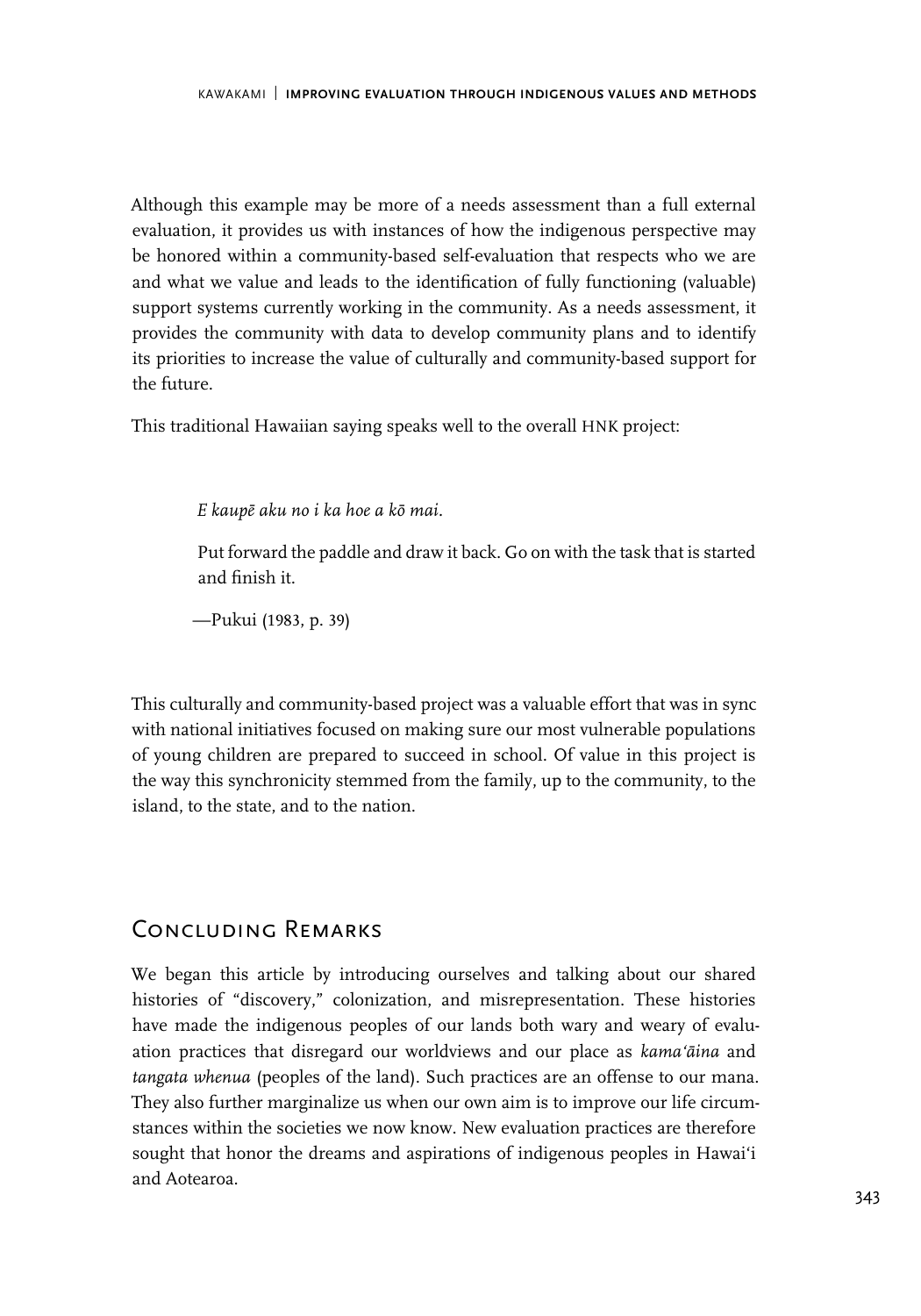Although this example may be more of a needs assessment than a full external evaluation, it provides us with instances of how the indigenous perspective may be honored within a community-based self-evaluation that respects who we are and what we value and leads to the identification of fully functioning (valuable) support systems currently working in the community. As a needs assessment, it provides the community with data to develop community plans and to identify its priorities to increase the value of culturally and community-based support for the future.

This traditional Hawaiian saying speaks well to the overall HNK project:

> *E kaupē aku no i ka hoe a kō mai.*
>
> Put forward the paddle and draw it back. Go on with the task that is started and finish it.
>
> —Pukui (1983, p. 39)

This culturally and community-based project was a valuable effort that was in sync with national initiatives focused on making sure our most vulnerable populations of young children are prepared to succeed in school. Of value in this project is the way this synchronicity stemmed from the family, up to the community, to the island, to the state, and to the nation.

## Concluding Remarks

We began this article by introducing ourselves and talking about our shared histories of "discovery," colonization, and misrepresentation. These histories have made the indigenous peoples of our lands both wary and weary of evaluation practices that disregard our worldviews and our place as *kamaʻāina* and *tangata whenua* (peoples of the land). Such practices are an offense to our mana. They also further marginalize us when our own aim is to improve our life circumstances within the societies we now know. New evaluation practices are therefore sought that honor the dreams and aspirations of indigenous peoples in Hawaiʻi and Aotearoa.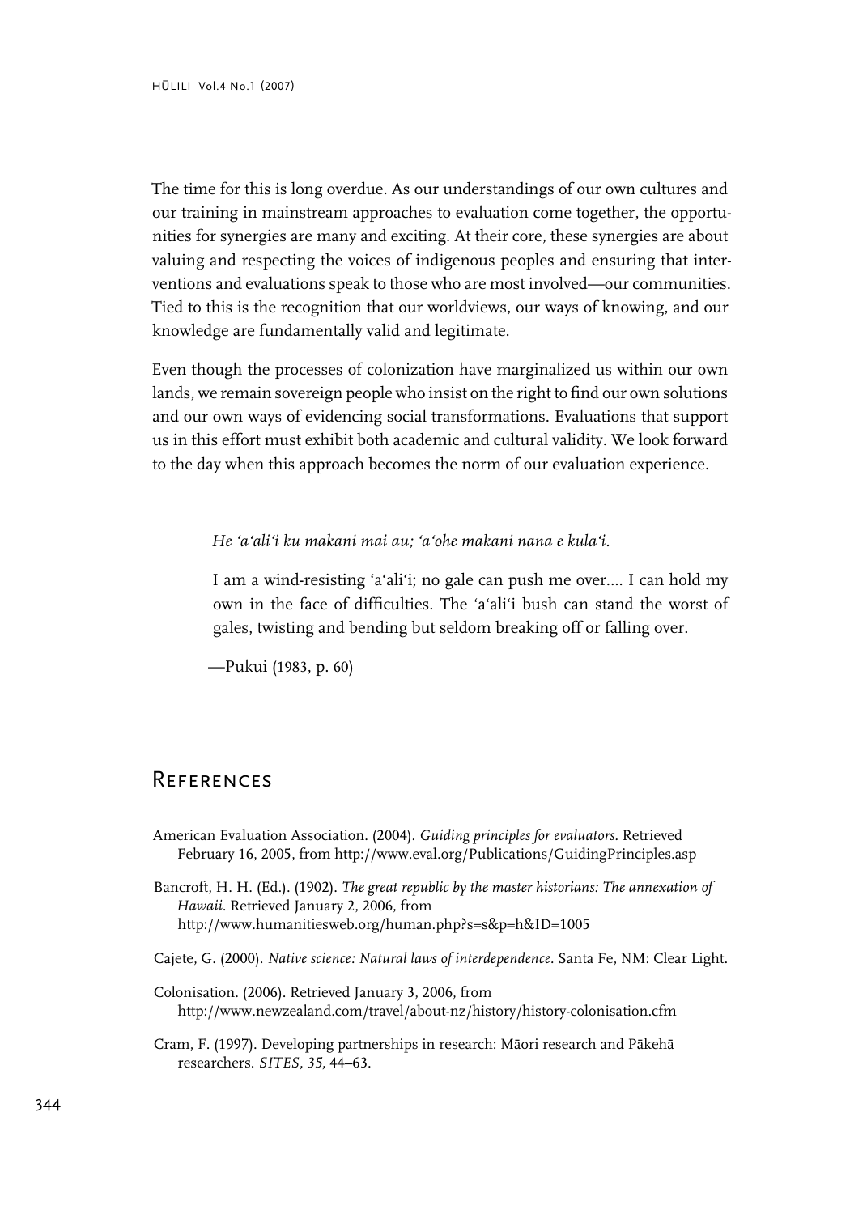The time for this is long overdue. As our understandings of our own cultures and our training in mainstream approaches to evaluation come together, the opportunities for synergies are many and exciting. At their core, these synergies are about valuing and respecting the voices of indigenous peoples and ensuring that interventions and evaluations speak to those who are most involved—our communities. Tied to this is the recognition that our worldviews, our ways of knowing, and our knowledge are fundamentally valid and legitimate.

Even though the processes of colonization have marginalized us within our own lands, we remain sovereign people who insist on the right to find our own solutions and our own ways of evidencing social transformations. Evaluations that support us in this effort must exhibit both academic and cultural validity. We look forward to the day when this approach becomes the norm of our evaluation experience.

> *He ʻaʻaliʻi ku makani mai au; ʻaʻohe makani nana e kulaʻi.*
>
> I am a wind-resisting ʻaʻaliʻi; no gale can push me over.... I can hold my own in the face of difficulties. The ʻaʻaliʻi bush can stand the worst of gales, twisting and bending but seldom breaking off or falling over.
>
> —Pukui (1983, p. 60)

## References

American Evaluation Association. (2004). *Guiding principles for evaluators*. Retrieved February 16, 2005, from http://www.eval.org/Publications/GuidingPrinciples.asp

Bancroft, H. H. (Ed.). (1902). *The great republic by the master historians: The annexation of Hawaii*. Retrieved January 2, 2006, from http://www.humanitiesweb.org/human.php?s=s&p=h&ID=1005

Cajete, G. (2000). *Native science: Natural laws of interdependence*. Santa Fe, NM: Clear Light.

Colonisation. (2006). Retrieved January 3, 2006, from http://www.newzealand.com/travel/about-nz/history/history-colonisation.cfm

Cram, F. (1997). Developing partnerships in research: Māori research and Pākehā researchers. *SITES, 35,* 44–63.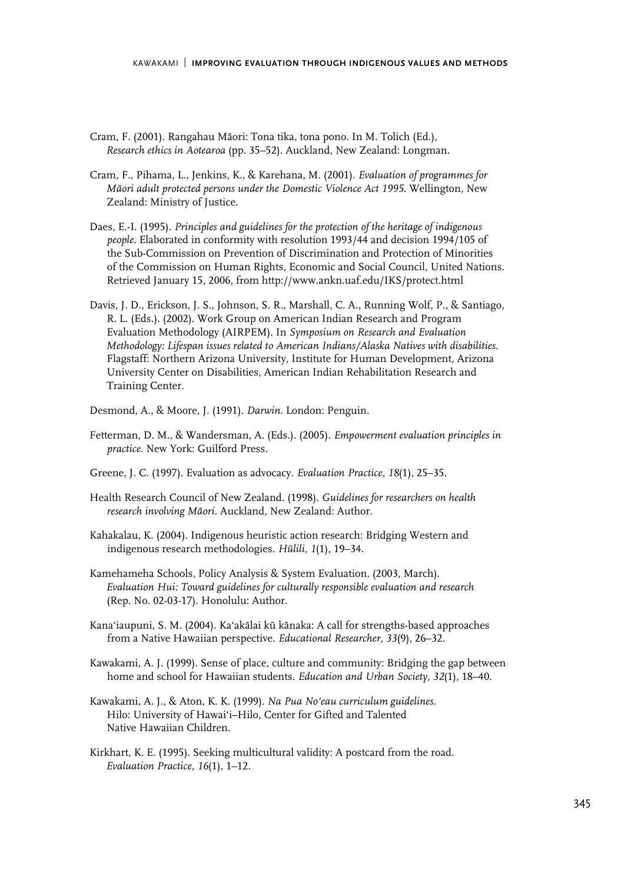Cram, F. (2001). Rangahau Māori: Tona tika, tona pono. In M. Tolich (Ed.), *Research ethics in Aotearoa* (pp. 35–52). Auckland, New Zealand: Longman.

Cram, F., Pihama, L., Jenkins, K., & Karehana, M. (2001). *Evaluation of programmes for Māori adult protected persons under the Domestic Violence Act 1995*. Wellington, New Zealand: Ministry of Justice.

Daes, E.-I. (1995). *Principles and guidelines for the protection of the heritage of indigenous people*. Elaborated in conformity with resolution 1993/44 and decision 1994/105 of the Sub-Commission on Prevention of Discrimination and Protection of Minorities of the Commission on Human Rights, Economic and Social Council, United Nations. Retrieved January 15, 2006, from http://www.ankn.uaf.edu/IKS/protect.html

Davis, J. D., Erickson, J. S., Johnson, S. R., Marshall, C. A., Running Wolf, P., & Santiago, R. L. (Eds.). (2002). Work Group on American Indian Research and Program Evaluation Methodology (AIRPEM). In *Symposium on Research and Evaluation Methodology: Lifespan issues related to American Indians/Alaska Natives with disabilities*. Flagstaff: Northern Arizona University, Institute for Human Development, Arizona University Center on Disabilities, American Indian Rehabilitation Research and Training Center.

Desmond, A., & Moore, J. (1991). *Darwin*. London: Penguin.

Fetterman, D. M., & Wandersman, A. (Eds.). (2005). *Empowerment evaluation principles in practice*. New York: Guilford Press.

Greene, J. C. (1997). Evaluation as advocacy. *Evaluation Practice, 18*(1), 25–35.

Health Research Council of New Zealand. (1998). *Guidelines for researchers on health research involving Māori*. Auckland, New Zealand: Author.

Kahakalau, K. (2004). Indigenous heuristic action research: Bridging Western and indigenous research methodologies. *Hūlili, 1*(1), 19–34.

Kamehameha Schools, Policy Analysis & System Evaluation. (2003, March). *Evaluation Hui: Toward guidelines for culturally responsible evaluation and research* (Rep. No. 02-03-17). Honolulu: Author.

Kana'iaupuni, S. M. (2004). Ka'akālai kū kānaka: A call for strengths-based approaches from a Native Hawaiian perspective. *Educational Researcher, 33*(9), 26–32.

Kawakami, A. J. (1999). Sense of place, culture and community: Bridging the gap between home and school for Hawaiian students. *Education and Urban Society, 32*(1), 18–40.

Kawakami, A. J., & Aton, K. K. (1999). *Na Pua No'eau curriculum guidelines*. Hilo: University of Hawai'i–Hilo, Center for Gifted and Talented Native Hawaiian Children.

Kirkhart, K. E. (1995). Seeking multicultural validity: A postcard from the road. *Evaluation Practice, 16*(1), 1–12.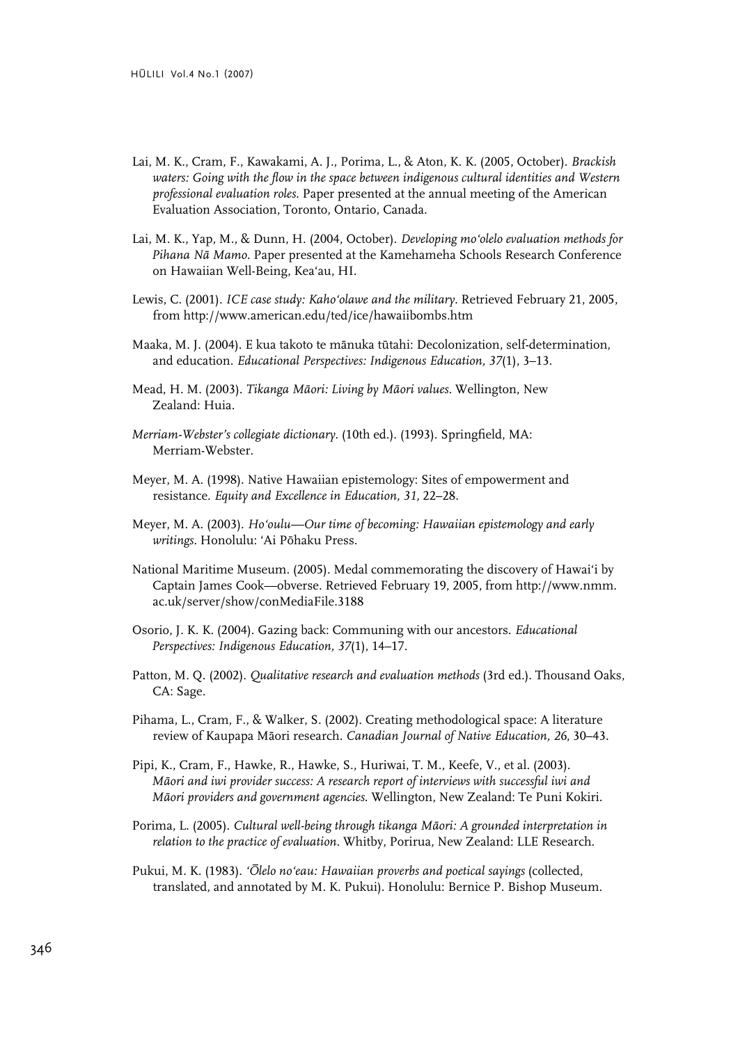Lai, M. K., Cram, F., Kawakami, A. J., Porima, L., & Aton, K. K. (2005, October). *Brackish waters: Going with the flow in the space between indigenous cultural identities and Western professional evaluation roles.* Paper presented at the annual meeting of the American Evaluation Association, Toronto, Ontario, Canada.

Lai, M. K., Yap, M., & Dunn, H. (2004, October). *Developing mo'olelo evaluation methods for Pihana Nā Mamo.* Paper presented at the Kamehameha Schools Research Conference on Hawaiian Well-Being, Kea'au, HI.

Lewis, C. (2001). *ICE case study: Kaho'olawe and the military.* Retrieved February 21, 2005, from http://www.american.edu/ted/ice/hawaiibombs.htm

Maaka, M. J. (2004). E kua takoto te mānuka tūtahi: Decolonization, self-determination, and education. *Educational Perspectives: Indigenous Education, 37*(1), 3–13.

Mead, H. M. (2003). *Tikanga Māori: Living by Māori values.* Wellington, New Zealand: Huia.

*Merriam-Webster's collegiate dictionary.* (10th ed.). (1993). Springfield, MA: Merriam-Webster.

Meyer, M. A. (1998). Native Hawaiian epistemology: Sites of empowerment and resistance. *Equity and Excellence in Education, 31,* 22–28.

Meyer, M. A. (2003). *Ho'oulu—Our time of becoming: Hawaiian epistemology and early writings.* Honolulu: 'Ai Pōhaku Press.

National Maritime Museum. (2005). Medal commemorating the discovery of Hawai'i by Captain James Cook—obverse. Retrieved February 19, 2005, from http://www.nmm.ac.uk/server/show/conMediaFile.3188

Osorio, J. K. K. (2004). Gazing back: Communing with our ancestors. *Educational Perspectives: Indigenous Education, 37*(1), 14–17.

Patton, M. Q. (2002). *Qualitative research and evaluation methods* (3rd ed.). Thousand Oaks, CA: Sage.

Pihama, L., Cram, F., & Walker, S. (2002). Creating methodological space: A literature review of Kaupapa Māori research. *Canadian Journal of Native Education, 26,* 30–43.

Pipi, K., Cram, F., Hawke, R., Hawke, S., Huriwai, T. M., Keefe, V., et al. (2003). *Māori and iwi provider success: A research report of interviews with successful iwi and Māori providers and government agencies.* Wellington, New Zealand: Te Puni Kokiri.

Porima, L. (2005). *Cultural well-being through tikanga Māori: A grounded interpretation in relation to the practice of evaluation.* Whitby, Porirua, New Zealand: LLE Research.

Pukui, M. K. (1983). *'Ōlelo no'eau: Hawaiian proverbs and poetical sayings* (collected, translated, and annotated by M. K. Pukui). Honolulu: Bernice P. Bishop Museum.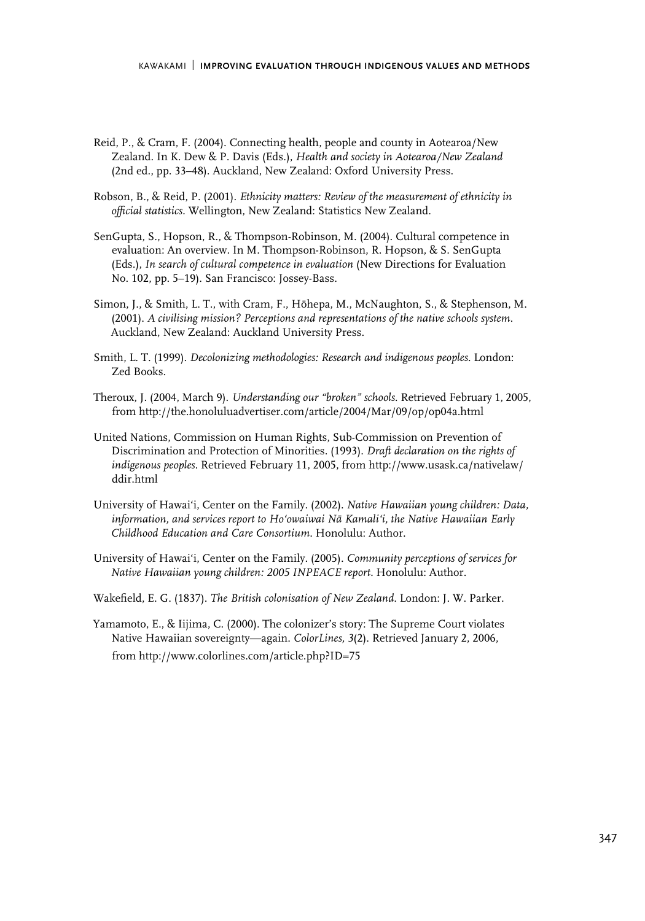Reid, P., & Cram, F. (2004). Connecting health, people and county in Aotearoa/New Zealand. In K. Dew & P. Davis (Eds.), *Health and society in Aotearoa/New Zealand* (2nd ed., pp. 33–48). Auckland, New Zealand: Oxford University Press.

Robson, B., & Reid, P. (2001). *Ethnicity matters: Review of the measurement of ethnicity in official statistics*. Wellington, New Zealand: Statistics New Zealand.

SenGupta, S., Hopson, R., & Thompson-Robinson, M. (2004). Cultural competence in evaluation: An overview. In M. Thompson-Robinson, R. Hopson, & S. SenGupta (Eds.), *In search of cultural competence in evaluation* (New Directions for Evaluation No. 102, pp. 5–19). San Francisco: Jossey-Bass.

Simon, J., & Smith, L. T., with Cram, F., Hōhepa, M., McNaughton, S., & Stephenson, M. (2001). *A civilising mission? Perceptions and representations of the native schools system*. Auckland, New Zealand: Auckland University Press.

Smith, L. T. (1999). *Decolonizing methodologies: Research and indigenous peoples*. London: Zed Books.

Theroux, J. (2004, March 9). *Understanding our "broken" schools*. Retrieved February 1, 2005, from http://the.honoluluadvertiser.com/article/2004/Mar/09/op/op04a.html

United Nations, Commission on Human Rights, Sub-Commission on Prevention of Discrimination and Protection of Minorities. (1993). *Draft declaration on the rights of indigenous peoples*. Retrieved February 11, 2005, from http://www.usask.ca/nativelaw/ddir.html

University of Hawai'i, Center on the Family. (2002). *Native Hawaiian young children: Data, information, and services report to Ho'owaiwai Nā Kamali'i, the Native Hawaiian Early Childhood Education and Care Consortium*. Honolulu: Author.

University of Hawai'i, Center on the Family. (2005). *Community perceptions of services for Native Hawaiian young children: 2005 INPEACE report*. Honolulu: Author.

Wakefield, E. G. (1837). *The British colonisation of New Zealand*. London: J. W. Parker.

Yamamoto, E., & Iijima, C. (2000). The colonizer's story: The Supreme Court violates Native Hawaiian sovereignty—again. *ColorLines, 3*(2). Retrieved January 2, 2006, from http://www.colorlines.com/article.php?ID=75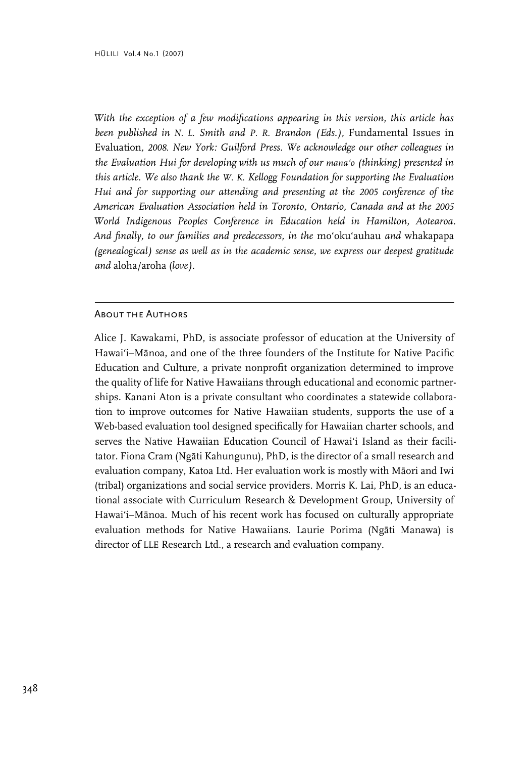*With the exception of a few modifications appearing in this version, this article has been published in N. L. Smith and P. R. Brandon (Eds.),* Fundamental Issues in Evaluation*, 2008. New York: Guilford Press. We acknowledge our other colleagues in the Evaluation Hui for developing with us much of our mana'o (thinking) presented in this article. We also thank the W. K. Kellogg Foundation for supporting the Evaluation Hui and for supporting our attending and presenting at the 2005 conference of the American Evaluation Association held in Toronto, Ontario, Canada and at the 2005 World Indigenous Peoples Conference in Education held in Hamilton, Aotearoa. And finally, to our families and predecessors, in the* mo'oku'auhau *and* whakapapa *(genealogical) sense as well as in the academic sense, we express our deepest gratitude and* aloha/aroha *(love).*

---

## About the Authors

Alice J. Kawakami, PhD, is associate professor of education at the University of Hawai'i–Mānoa, and one of the three founders of the Institute for Native Pacific Education and Culture, a private nonprofit organization determined to improve the quality of life for Native Hawaiians through educational and economic partnerships. Kanani Aton is a private consultant who coordinates a statewide collaboration to improve outcomes for Native Hawaiian students, supports the use of a Web-based evaluation tool designed specifically for Hawaiian charter schools, and serves the Native Hawaiian Education Council of Hawai'i Island as their facilitator. Fiona Cram (Ngāti Kahungunu), PhD, is the director of a small research and evaluation company, Katoa Ltd. Her evaluation work is mostly with Māori and Iwi (tribal) organizations and social service providers. Morris K. Lai, PhD, is an educational associate with Curriculum Research & Development Group, University of Hawai'i–Mānoa. Much of his recent work has focused on culturally appropriate evaluation methods for Native Hawaiians. Laurie Porima (Ngāti Manawa) is director of LLE Research Ltd., a research and evaluation company.